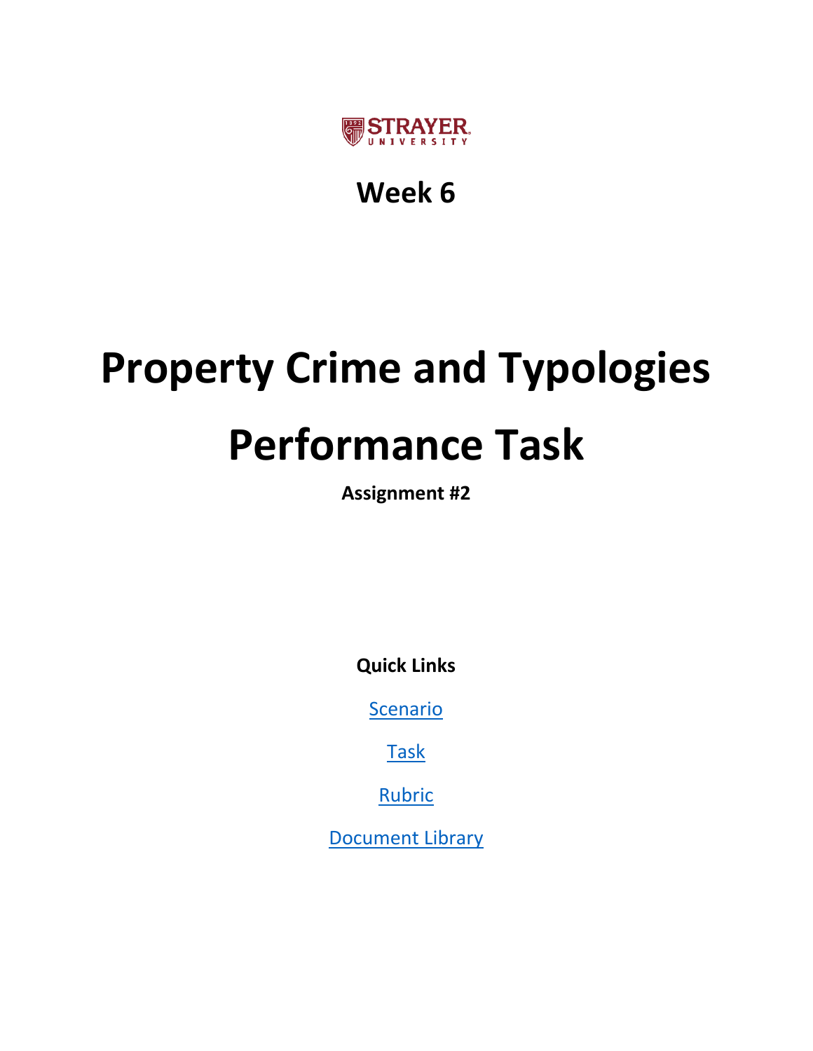STRAYER UNIVERSITY

## Week 6

# Property Crime and Typologies

# Performance Task

**Assignment #2**

**Quick Links**

[Scenario]

[Task]

[Rubric]

[Document Library]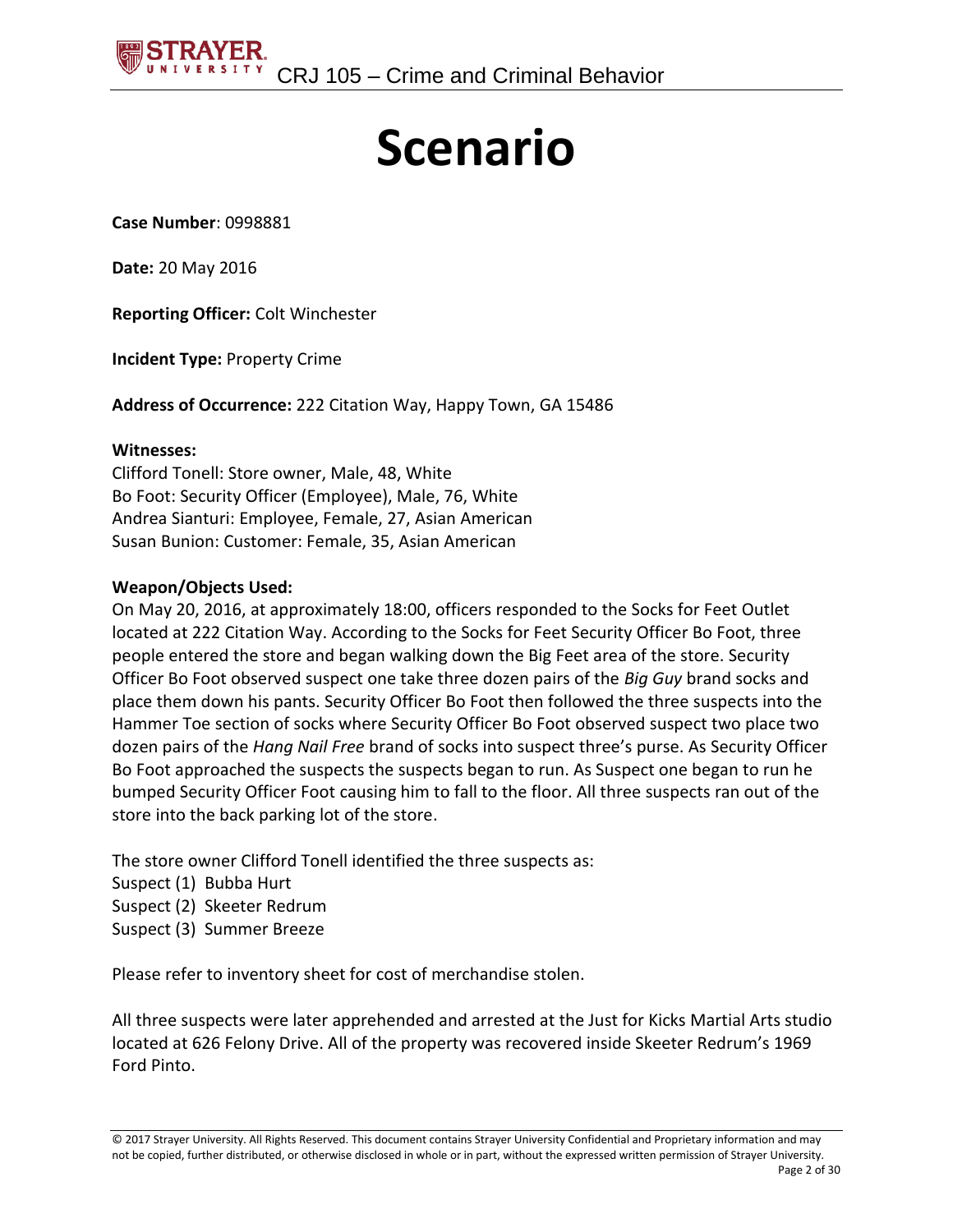# Scenario

**Case Number**: 0998881

**Date:** 20 May 2016

**Reporting Officer:** Colt Winchester

**Incident Type:** Property Crime

**Address of Occurrence:** 222 Citation Way, Happy Town, GA 15486

**Witnesses:**
Clifford Tonell: Store owner, Male, 48, White
Bo Foot: Security Officer (Employee), Male, 76, White
Andrea Sianturi: Employee, Female, 27, Asian American
Susan Bunion: Customer: Female, 35, Asian American

**Weapon/Objects Used:**
On May 20, 2016, at approximately 18:00, officers responded to the Socks for Feet Outlet located at 222 Citation Way. According to the Socks for Feet Security Officer Bo Foot, three people entered the store and began walking down the Big Feet area of the store. Security Officer Bo Foot observed suspect one take three dozen pairs of the *Big Guy* brand socks and place them down his pants. Security Officer Bo Foot then followed the three suspects into the Hammer Toe section of socks where Security Officer Bo Foot observed suspect two place two dozen pairs of the *Hang Nail Free* brand of socks into suspect three's purse. As Security Officer Bo Foot approached the suspects the suspects began to run. As Suspect one began to run he bumped Security Officer Foot causing him to fall to the floor. All three suspects ran out of the store into the back parking lot of the store.

The store owner Clifford Tonell identified the three suspects as:
Suspect (1) Bubba Hurt
Suspect (2) Skeeter Redrum
Suspect (3) Summer Breeze

Please refer to inventory sheet for cost of merchandise stolen.

All three suspects were later apprehended and arrested at the Just for Kicks Martial Arts studio located at 626 Felony Drive. All of the property was recovered inside Skeeter Redrum's 1969 Ford Pinto.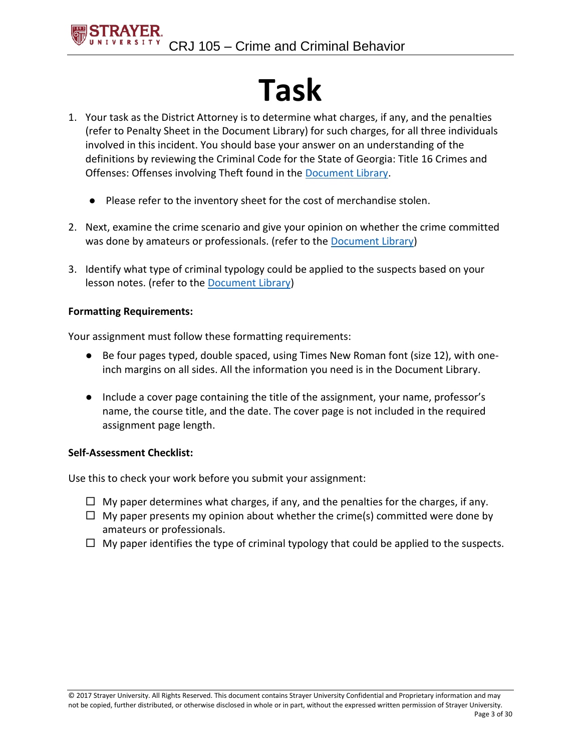# Task

1. Your task as the District Attorney is to determine what charges, if any, and the penalties (refer to Penalty Sheet in the Document Library) for such charges, for all three individuals involved in this incident. You should base your answer on an understanding of the definitions by reviewing the Criminal Code for the State of Georgia: Title 16 Crimes and Offenses: Offenses involving Theft found in the Document Library.

   - Please refer to the inventory sheet for the cost of merchandise stolen.

2. Next, examine the crime scenario and give your opinion on whether the crime committed was done by amateurs or professionals. (refer to the Document Library)

3. Identify what type of criminal typology could be applied to the suspects based on your lesson notes. (refer to the Document Library)

**Formatting Requirements:**

Your assignment must follow these formatting requirements:

- Be four pages typed, double spaced, using Times New Roman font (size 12), with one-inch margins on all sides. All the information you need is in the Document Library.

- Include a cover page containing the title of the assignment, your name, professor's name, the course title, and the date. The cover page is not included in the required assignment page length.

**Self-Assessment Checklist:**

Use this to check your work before you submit your assignment:

- ☐ My paper determines what charges, if any, and the penalties for the charges, if any.
- ☐ My paper presents my opinion about whether the crime(s) committed were done by amateurs or professionals.
- ☐ My paper identifies the type of criminal typology that could be applied to the suspects.

© 2017 Strayer University. All Rights Reserved. This document contains Strayer University Confidential and Proprietary information and may not be copied, further distributed, or otherwise disclosed in whole or in part, without the expressed written permission of Strayer University.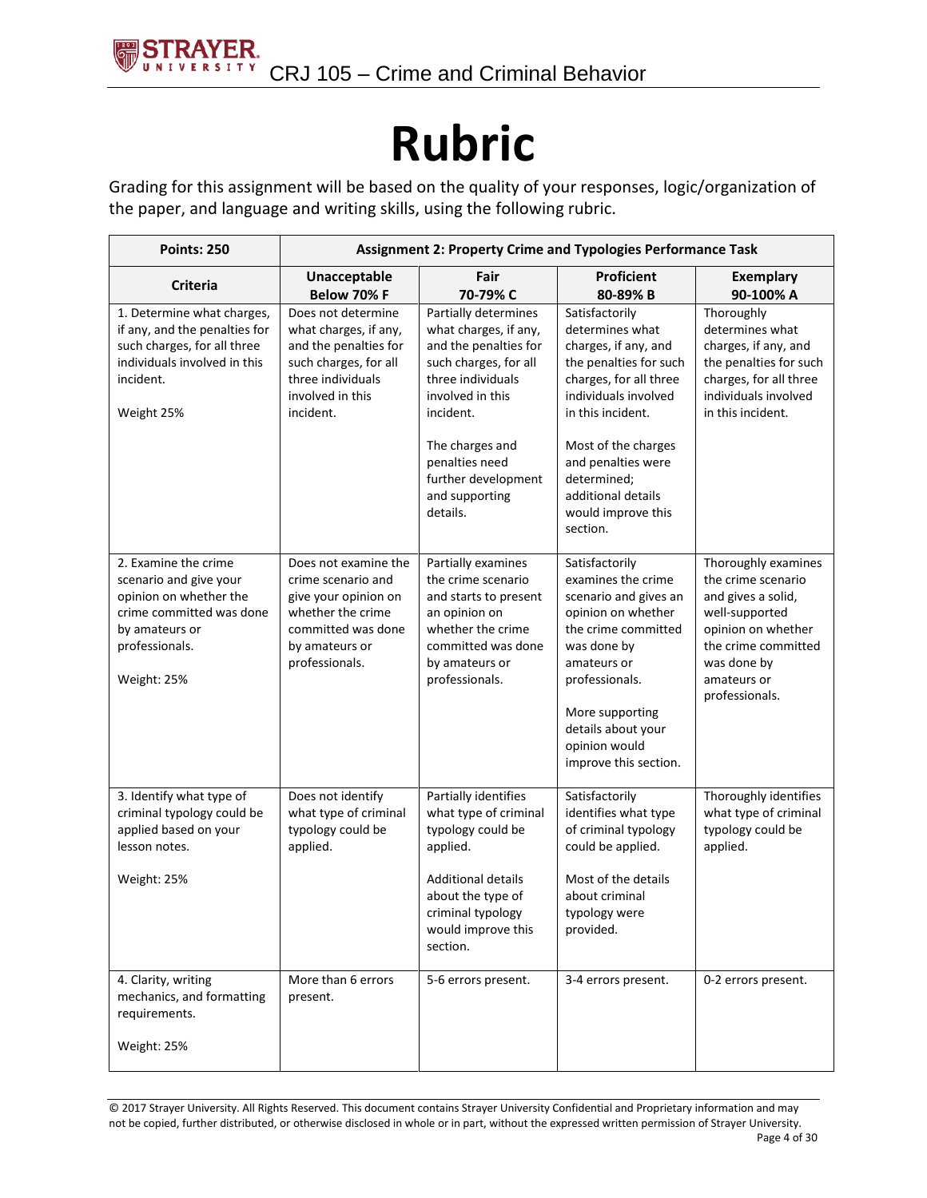# Rubric

Grading for this assignment will be based on the quality of your responses, logic/organization of the paper, and language and writing skills, using the following rubric.

| Points: 250 | Assignment 2: Property Crime and Typologies Performance Task | | | |
|---|---|---|---|---|
| **Criteria** | **Unacceptable Below 70% F** | **Fair 70-79% C** | **Proficient 80-89% B** | **Exemplary 90-100% A** |
| 1. Determine what charges, if any, and the penalties for such charges, for all three individuals involved in this incident.<br><br>Weight 25% | Does not determine what charges, if any, and the penalties for such charges, for all three individuals involved in this incident. | Partially determines what charges, if any, and the penalties for such charges, for all three individuals involved in this incident.<br><br>The charges and penalties need further development and supporting details. | Satisfactorily determines what charges, if any, and the penalties for such charges, for all three individuals involved in this incident.<br><br>Most of the charges and penalties were determined; additional details would improve this section. | Thoroughly determines what charges, if any, and the penalties for such charges, for all three individuals involved in this incident. |
| 2. Examine the crime scenario and give your opinion on whether the crime committed was done by amateurs or professionals.<br><br>Weight: 25% | Does not examine the crime scenario and give your opinion on whether the crime committed was done by amateurs or professionals. | Partially examines the crime scenario and starts to present an opinion on whether the crime committed was done by amateurs or professionals. | Satisfactorily examines the crime scenario and gives an opinion on whether the crime committed was done by amateurs or professionals.<br><br>More supporting details about your opinion would improve this section. | Thoroughly examines the crime scenario and gives a solid, well-supported opinion on whether the crime committed was done by amateurs or professionals. |
| 3. Identify what type of criminal typology could be applied based on your lesson notes.<br><br>Weight: 25% | Does not identify what type of criminal typology could be applied. | Partially identifies what type of criminal typology could be applied.<br><br>Additional details about the type of criminal typology would improve this section. | Satisfactorily identifies what type of criminal typology could be applied.<br><br>Most of the details about criminal typology were provided. | Thoroughly identifies what type of criminal typology could be applied. |
| 4. Clarity, writing mechanics, and formatting requirements.<br><br>Weight: 25% | More than 6 errors present. | 5-6 errors present. | 3-4 errors present. | 0-2 errors present. |

© 2017 Strayer University. All Rights Reserved. This document contains Strayer University Confidential and Proprietary information and may not be copied, further distributed, or otherwise disclosed in whole or in part, without the expressed written permission of Strayer University.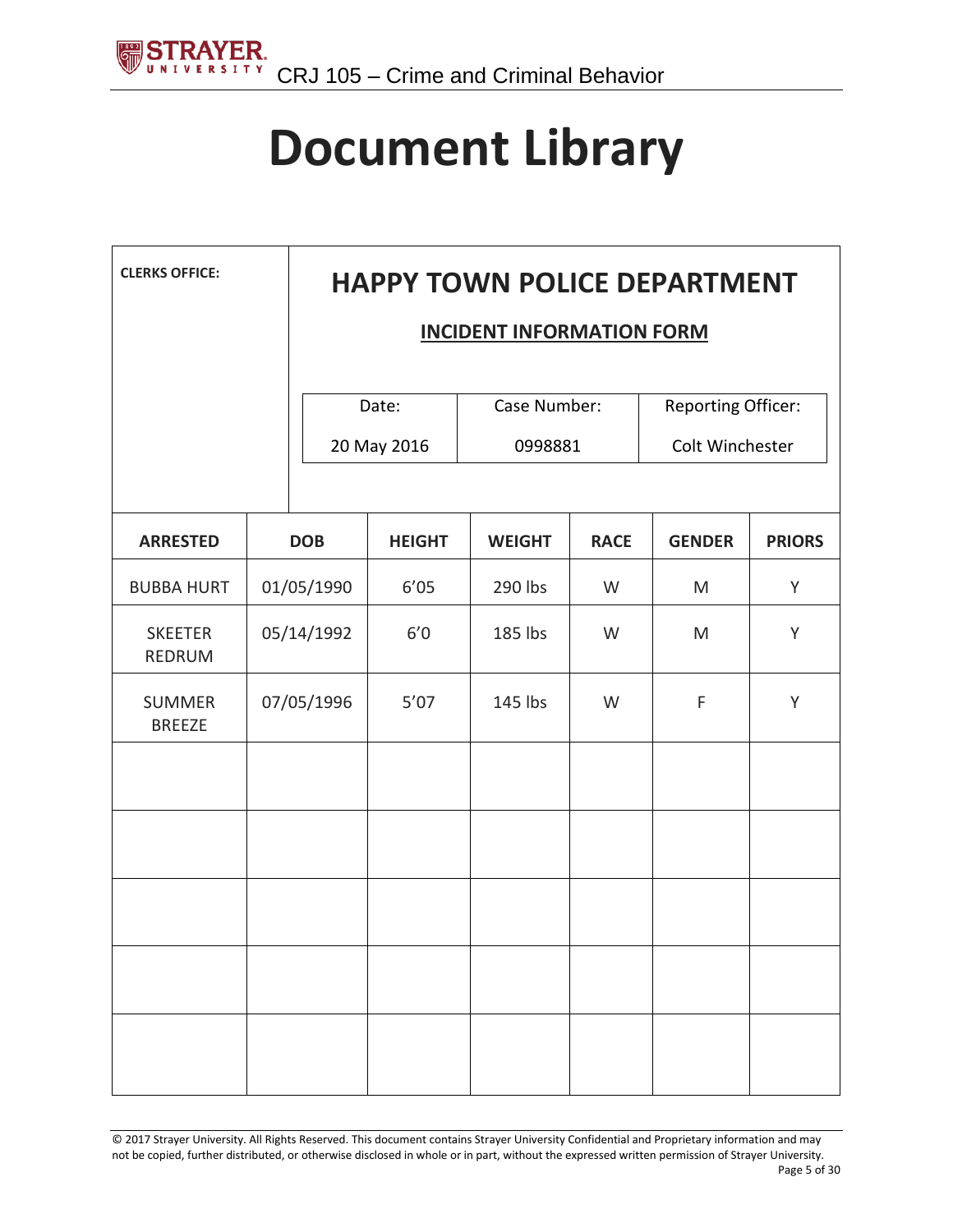# Document Library

**CLERKS OFFICE:**

## HAPPY TOWN POLICE DEPARTMENT

**INCIDENT INFORMATION FORM**

| Date: | Case Number: | Reporting Officer: |
|---|---|---|
| 20 May 2016 | 0998881 | Colt Winchester |

| ARRESTED | DOB | HEIGHT | WEIGHT | RACE | GENDER | PRIORS |
|---|---|---|---|---|---|---|
| BUBBA HURT | 01/05/1990 | 6'05 | 290 lbs | W | M | Y |
| SKEETER REDRUM | 05/14/1992 | 6'0 | 185 lbs | W | M | Y |
| SUMMER BREEZE | 07/05/1996 | 5'07 | 145 lbs | W | F | Y |
| | | | | | | |
| | | | | | | |
| | | | | | | |
| | | | | | | |
| | | | | | | |

© 2017 Strayer University. All Rights Reserved. This document contains Strayer University Confidential and Proprietary information and may not be copied, further distributed, or otherwise disclosed in whole or in part, without the expressed written permission of Strayer University.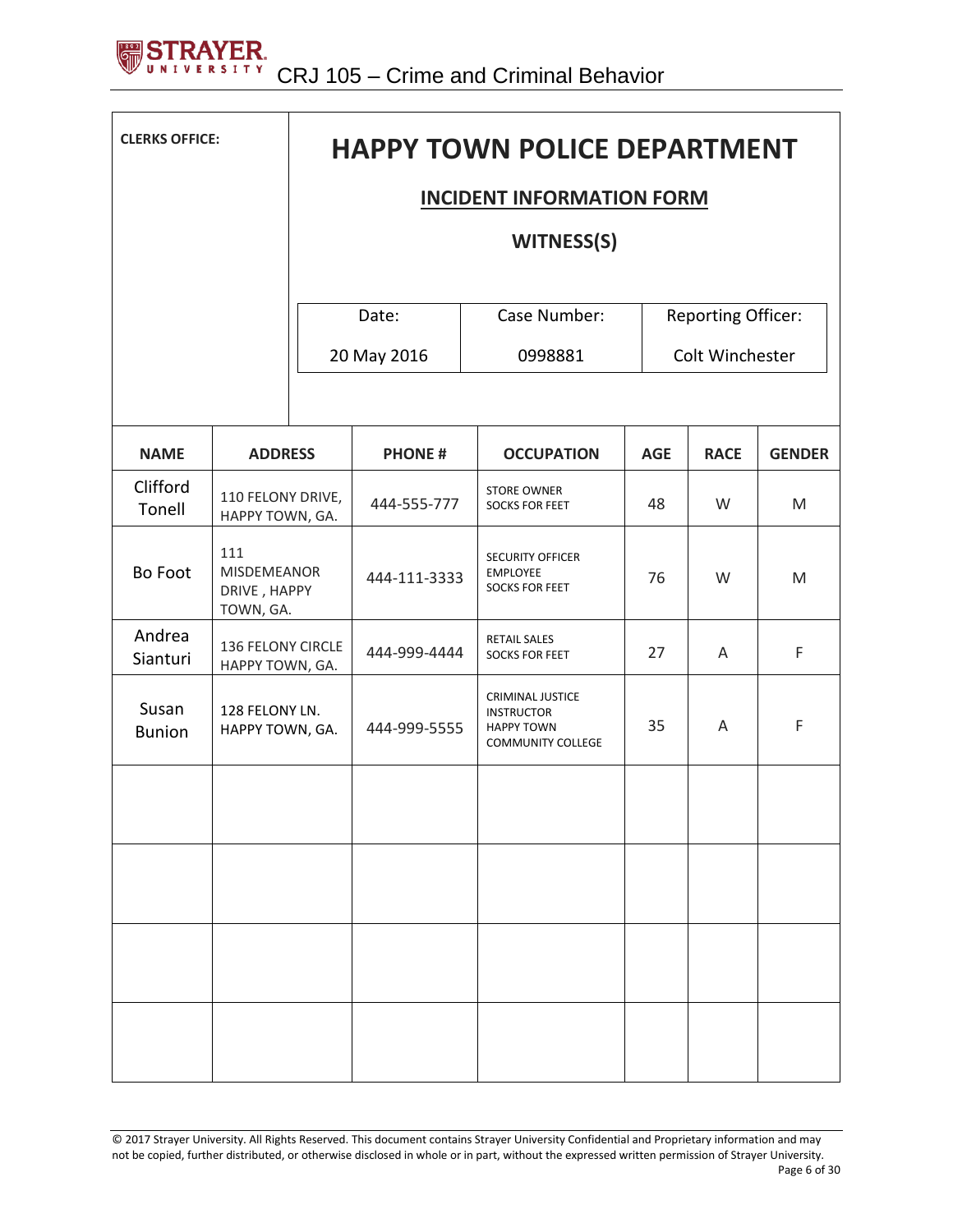**CLERKS OFFICE:**

# HAPPY TOWN POLICE DEPARTMENT

## INCIDENT INFORMATION FORM

### WITNESS(S)

| Date: | Case Number: | Reporting Officer: |
|---|---|---|
| 20 May 2016 | 0998881 | Colt Winchester |

| NAME | ADDRESS | PHONE # | OCCUPATION | AGE | RACE | GENDER |
|---|---|---|---|---|---|---|
| Clifford Tonell | 110 FELONY DRIVE, HAPPY TOWN, GA. | 444-555-777 | STORE OWNER SOCKS FOR FEET | 48 | W | M |
| Bo Foot | 111 MISDEMEANOR DRIVE , HAPPY TOWN, GA. | 444-111-3333 | SECURITY OFFICER EMPLOYEE SOCKS FOR FEET | 76 | W | M |
| Andrea Sianturi | 136 FELONY CIRCLE HAPPY TOWN, GA. | 444-999-4444 | RETAIL SALES SOCKS FOR FEET | 27 | A | F |
| Susan Bunion | 128 FELONY LN. HAPPY TOWN, GA. | 444-999-5555 | CRIMINAL JUSTICE INSTRUCTOR HAPPY TOWN COMMUNITY COLLEGE | 35 | A | F |
| | | | | | | |
| | | | | | | |
| | | | | | | |
| | | | | | | |

© 2017 Strayer University. All Rights Reserved. This document contains Strayer University Confidential and Proprietary information and may not be copied, further distributed, or otherwise disclosed in whole or in part, without the expressed written permission of Strayer University.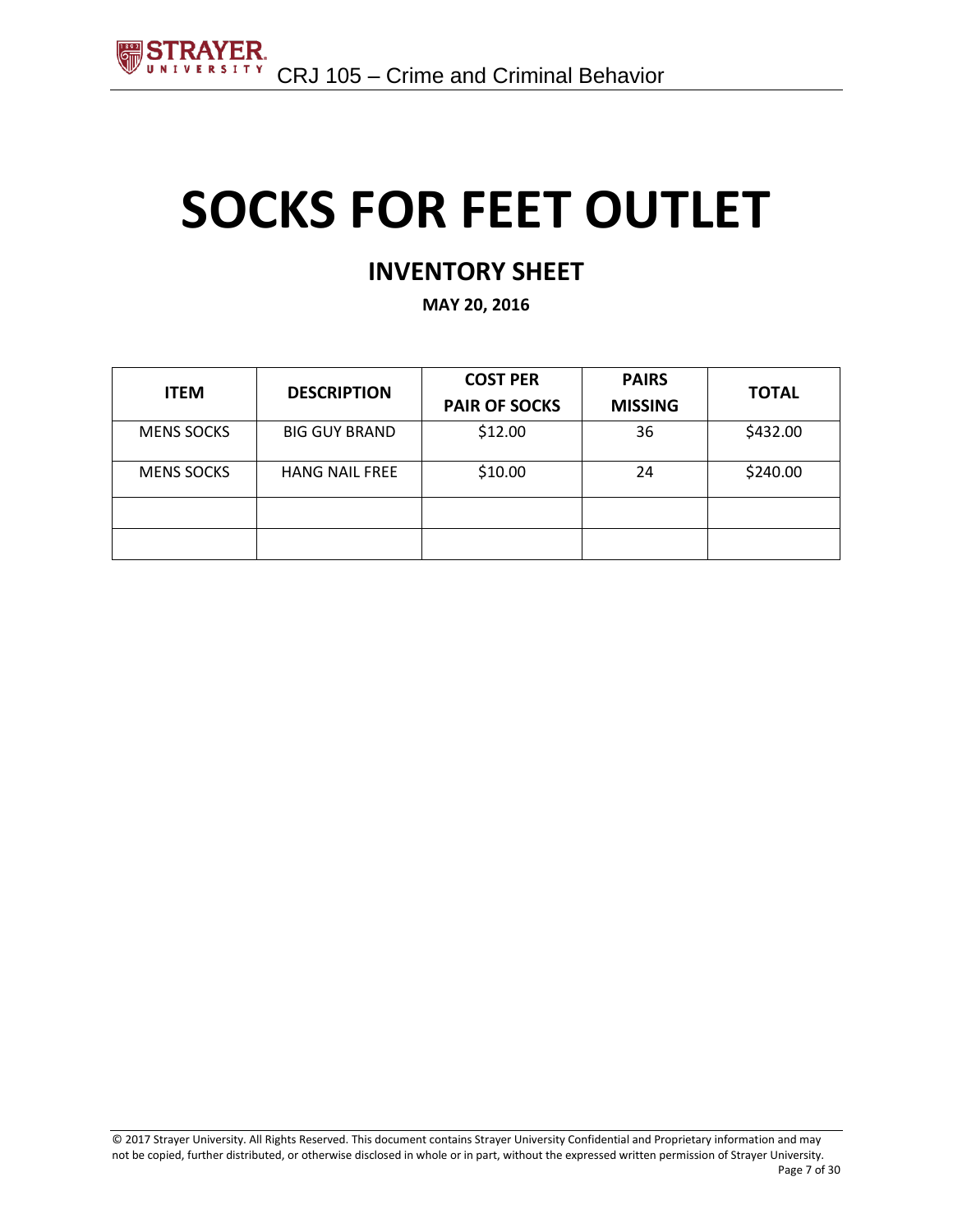# SOCKS FOR FEET OUTLET

## INVENTORY SHEET

**MAY 20, 2016**

| ITEM | DESCRIPTION | COST PER PAIR OF SOCKS | PAIRS MISSING | TOTAL |
|---|---|---|---|---|
| MENS SOCKS | BIG GUY BRAND | $12.00 | 36 | $432.00 |
| MENS SOCKS | HANG NAIL FREE | $10.00 | 24 | $240.00 |
| | | | | |
| | | | | |

© 2017 Strayer University. All Rights Reserved. This document contains Strayer University Confidential and Proprietary information and may not be copied, further distributed, or otherwise disclosed in whole or in part, without the expressed written permission of Strayer University.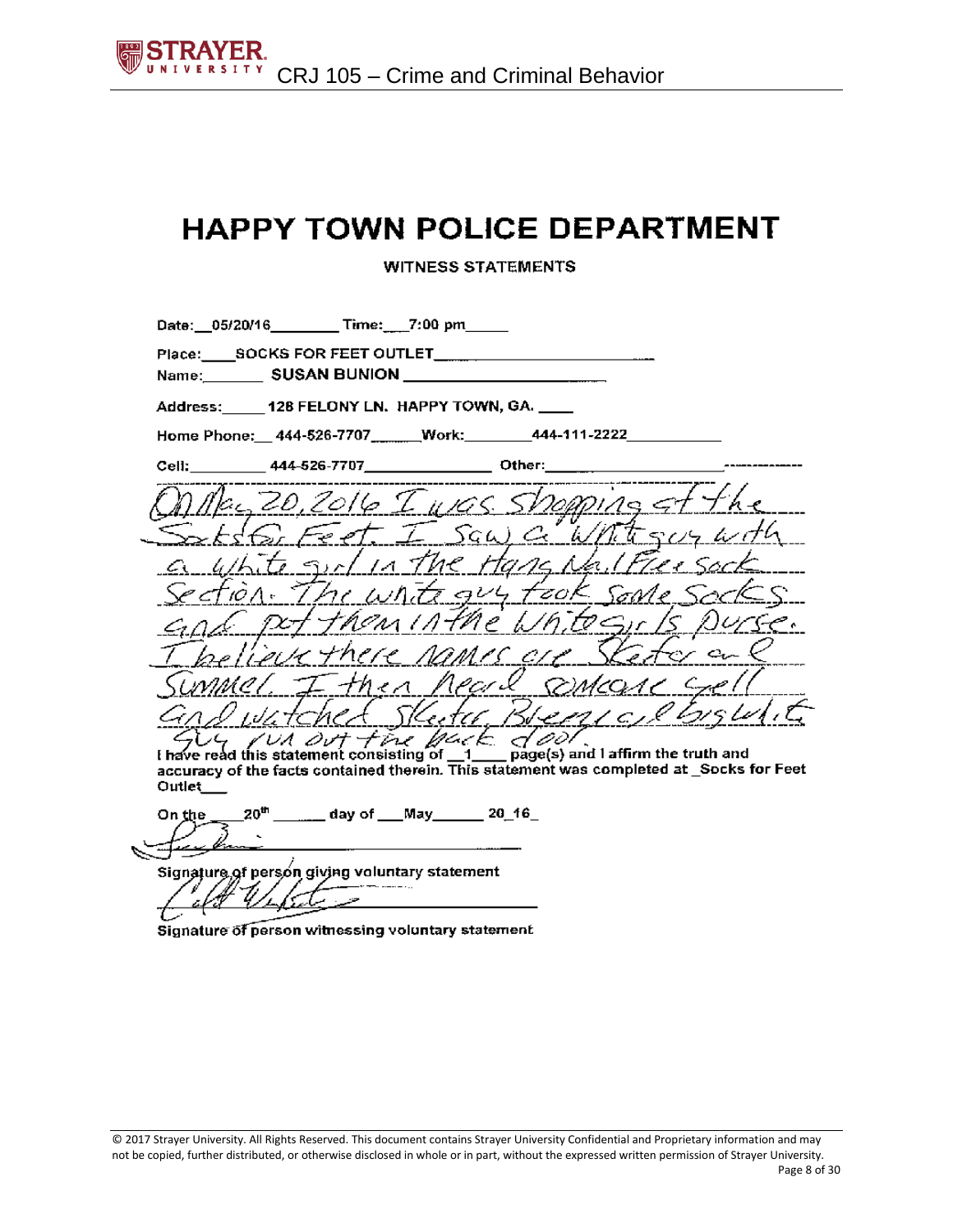# HAPPY TOWN POLICE DEPARTMENT

**WITNESS STATEMENTS**

Date: 05/20/16 Time: 7:00 pm

Place: SOCKS FOR FEET OUTLET

Name: SUSAN BUNION

Address: 128 FELONY LN. HAPPY TOWN, GA.

Home Phone: 444-526-7707 Work: 444-111-2222

Cell: 444-526-7707 Other:

On May 20, 2016 I was shopping at the Socks for Feet. I saw a white guy with a white girl in the Hang Nail Free Sock Section. The white guy took some socks and put them in the white girls purse. I believe there names are Skeeter and Summer. I then heard someone yell and watched Skeeter, Bremical & big white guy run out the back door.

I have read this statement consisting of 1 page(s) and I affirm the truth and accuracy of the facts contained therein. This statement was completed at Socks for Feet Outlet

On the 20th day of May 20 16

Signature of person giving voluntary statement

Signature of person witnessing voluntary statement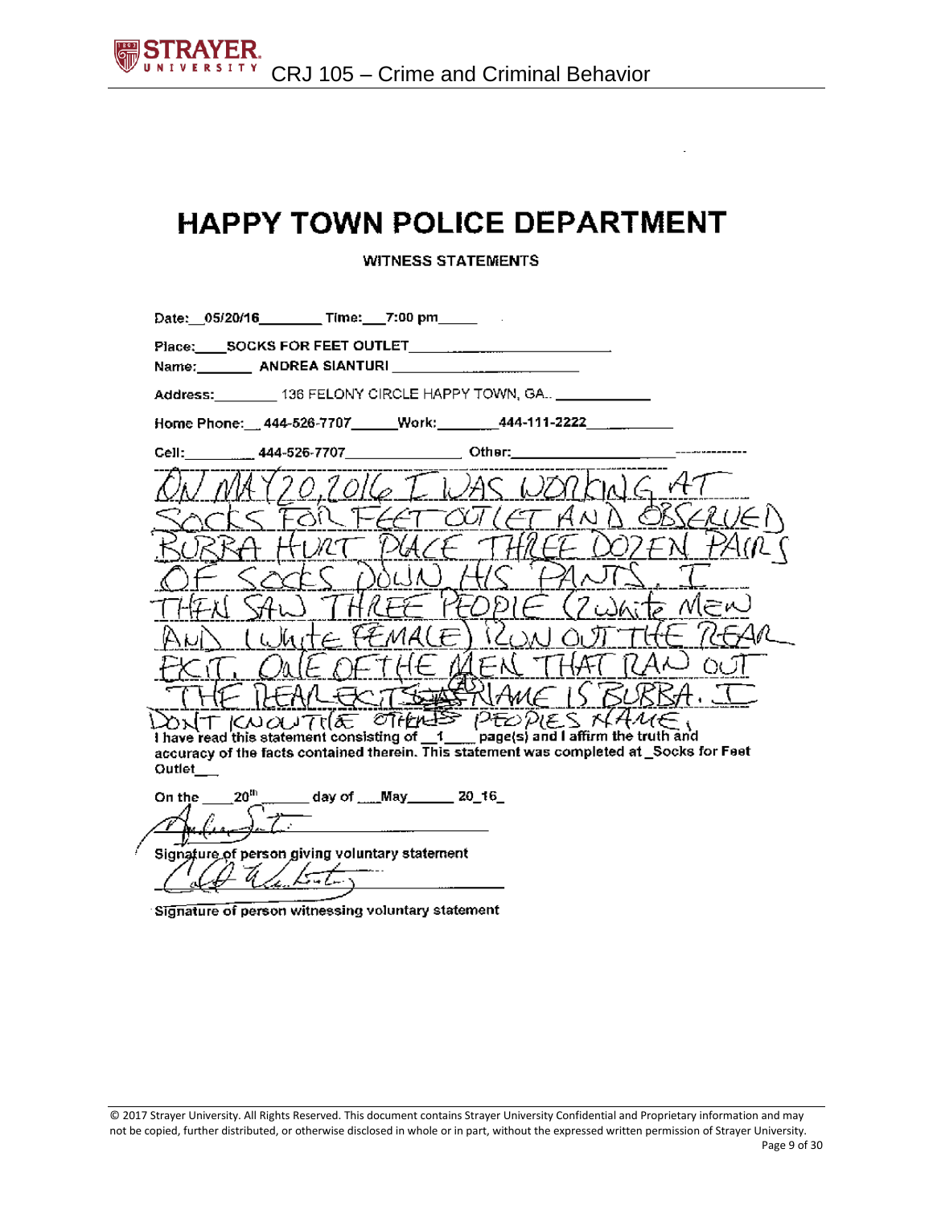# HAPPY TOWN POLICE DEPARTMENT

**WITNESS STATEMENTS**

Date: __05/20/16________ Time: ___7:00 pm_____

Place: ____SOCKS FOR FEET OUTLET______________________

Name: _______ ANDREA SIANTURI ______________________

Address: ________ 136 FELONY CIRCLE HAPPY TOWN, GA.. ___________

Home Phone: __ 444-526-7707______Work: ________444-111-2222__________

Cell: _________ 444-526-7707_______________ Other: ____________________

ON MAY 20, 2016 I WAS WORKING AT SOCKS FOR FEET OUTLET AND OBSERVED BUBBA HURT PLACE THREE DOZEN PAIRS OF SOCKS DOWN HIS PANTS. I THEN SAW THREE PEOPLE (2 White MEN AND 1 White FEMALE) RUN OUT THE REAR EXIT. ONE OF THE MEN THAT RAN OUT THE REAR EXIT ~~S~~ NAME IS BUBBA. I DONT KNOW THE OTHERS PEOPLES NAME.

I have read this statement consisting of __1____ page(s) and I affirm the truth and accuracy of the facts contained therein. This statement was completed at _Socks for Feet Outlet___

On the ____20th______ day of ___May______ 20_16_

_______________________________________

Signature of person giving voluntary statement

_______________________________________

Signature of person witnessing voluntary statement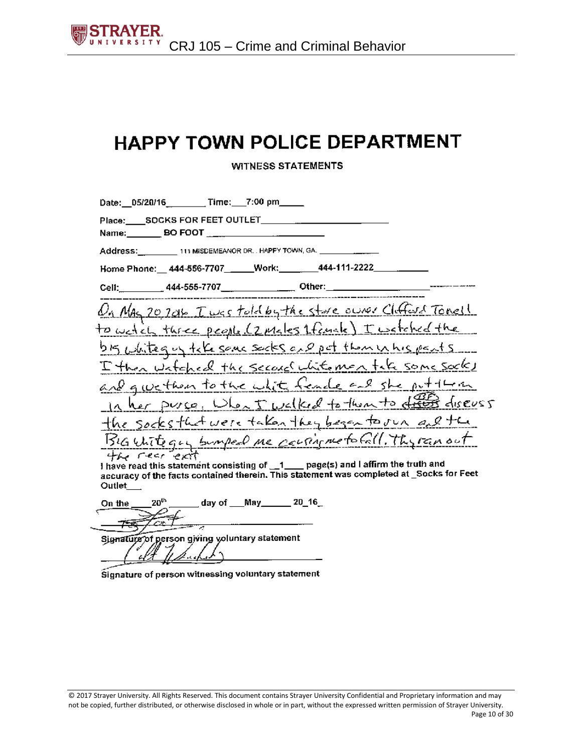# HAPPY TOWN POLICE DEPARTMENT

WITNESS STATEMENTS

Date: 05/20/16 Time: 7:00 pm

Place: SOCKS FOR FEET OUTLET

Name: BO FOOT

Address: 111 MISDEMEANOR DR. . HAPPY TOWN, GA.

Home Phone: 444-556-7707 Work: 444-111-2222

Cell: 444-555-7707 Other:

On May 20 2016 I was told by the store owner Clifford Tonell to watch three people (2 males 1 female) I watched the big white guy take some socks and put them in his pants I then watched the second white man take some socks and give them to the white female and she put them in her purse. When I walked to them to ~~discuss~~ (BF) discuss the socks that were taken they began to run and the Big white guy bumped me causing me to fall. They ran out the rear exit

I have read this statement consisting of 1 page(s) and I affirm the truth and accuracy of the facts contained therein. This statement was completed at Socks for Feet Outlet

On the 20th day of May 20 16

Bo Foot

Signature of person giving voluntary statement

Cliff Tonell

Signature of person witnessing voluntary statement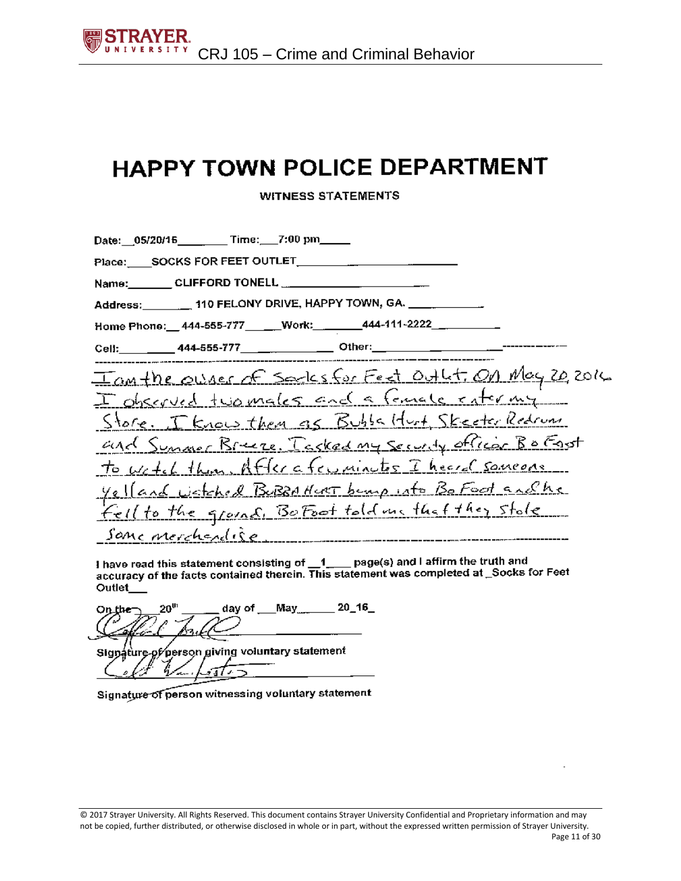# HAPPY TOWN POLICE DEPARTMENT

**WITNESS STATEMENTS**

Date: 05/20/16 Time: 7:00 pm

Place: SOCKS FOR FEET OUTLET

Name: CLIFFORD TONELL

Address: 110 FELONY DRIVE, HAPPY TOWN, GA.

Home Phone: 444-555-777 Work: 444-111-2222

Cell: 444-555-777 Other:

I am the owner of Socks for Feet Outlet. On May 20, 2016 I observed two males and a female enter my Store. I know them as Bubba Hurt, Skeeter Redrum and Summer Breeze. I asked my Security officer Bo Foot to watch them. After a few minutes I heard someone yell and watched BUBBA HURT bump into Bo Foot and he fell to the ground. Bo Foot told me that they stole some merchandise.

I have read this statement consisting of 1 page(s) and I affirm the truth and accuracy of the facts contained therein. This statement was completed at Socks for Feet Outlet

On the 20th day of May 20 16

Signature of person giving voluntary statement

Signature of person witnessing voluntary statement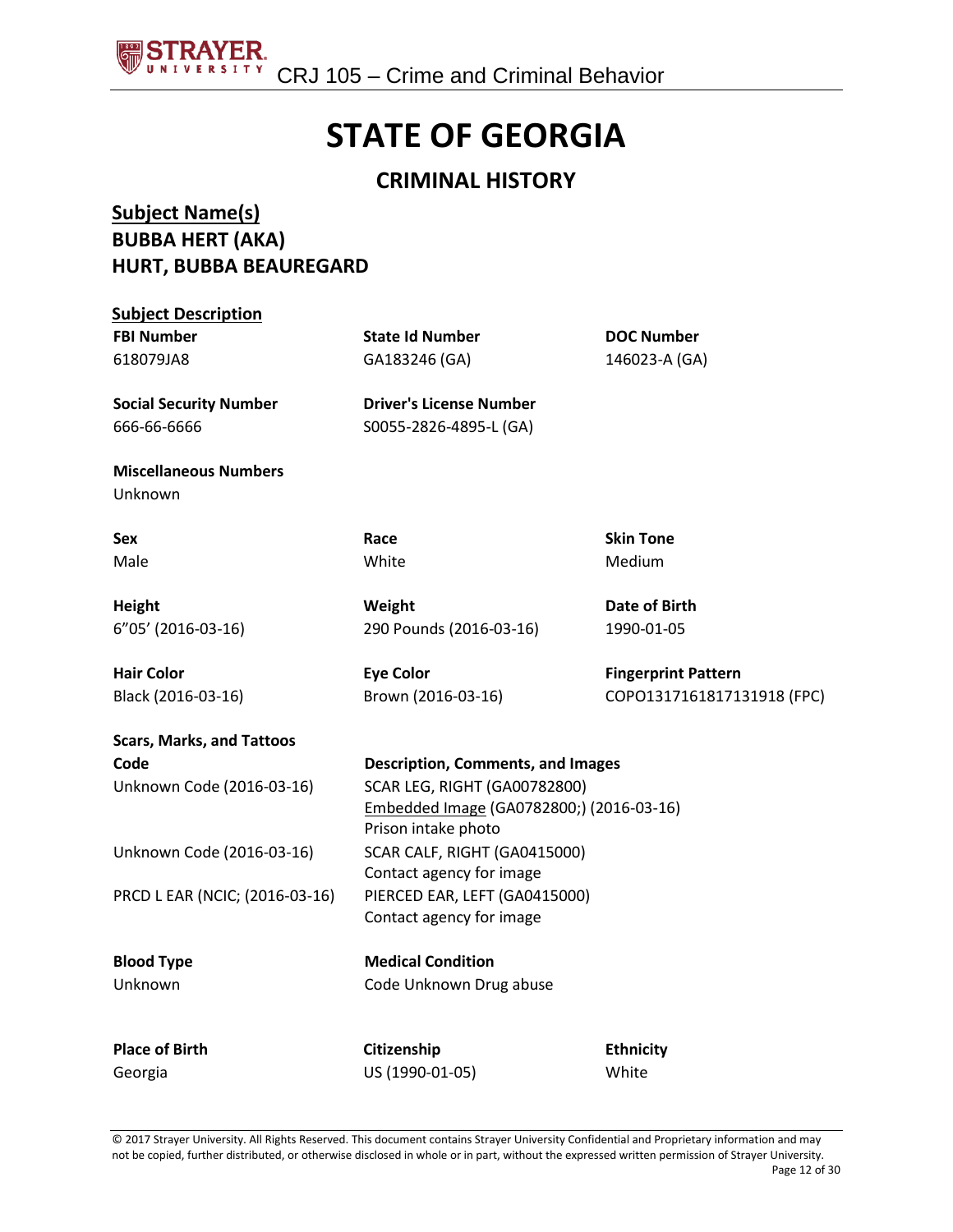# STATE OF GEORGIA

## CRIMINAL HISTORY

### Subject Name(s)

**BUBBA HERT (AKA)**
**HURT, BUBBA BEAUREGARD**

### Subject Description

| **FBI Number** | **State Id Number** | **DOC Number** |
|---|---|---|
| 618079JA8 | GA183246 (GA) | 146023-A (GA) |

| **Social Security Number** | **Driver's License Number** |
|---|---|
| 666-66-6666 | S0055-2826-4895-L (GA) |

**Miscellaneous Numbers**
Unknown

| **Sex** | **Race** | **Skin Tone** |
|---|---|---|
| Male | White | Medium |

| **Height** | **Weight** | **Date of Birth** |
|---|---|---|
| 6"05' (2016-03-16) | 290 Pounds (2016-03-16) | 1990-01-05 |

| **Hair Color** | **Eye Color** | **Fingerprint Pattern** |
|---|---|---|
| Black (2016-03-16) | Brown (2016-03-16) | COPO1317161817131918 (FPC) |

**Scars, Marks, and Tattoos**

| **Code** | **Description, Comments, and Images** |
|---|---|
| Unknown Code (2016-03-16) | SCAR LEG, RIGHT (GA00782800)<br>Embedded Image (GA0782800;) (2016-03-16)<br>Prison intake photo |
| Unknown Code (2016-03-16) | SCAR CALF, RIGHT (GA0415000)<br>Contact agency for image |
| PRCD L EAR (NCIC; (2016-03-16) | PIERCED EAR, LEFT (GA0415000)<br>Contact agency for image |

| **Blood Type** | **Medical Condition** |
|---|---|
| Unknown | Code Unknown Drug abuse |

| **Place of Birth** | **Citizenship** | **Ethnicity** |
|---|---|---|
| Georgia | US (1990-01-05) | White |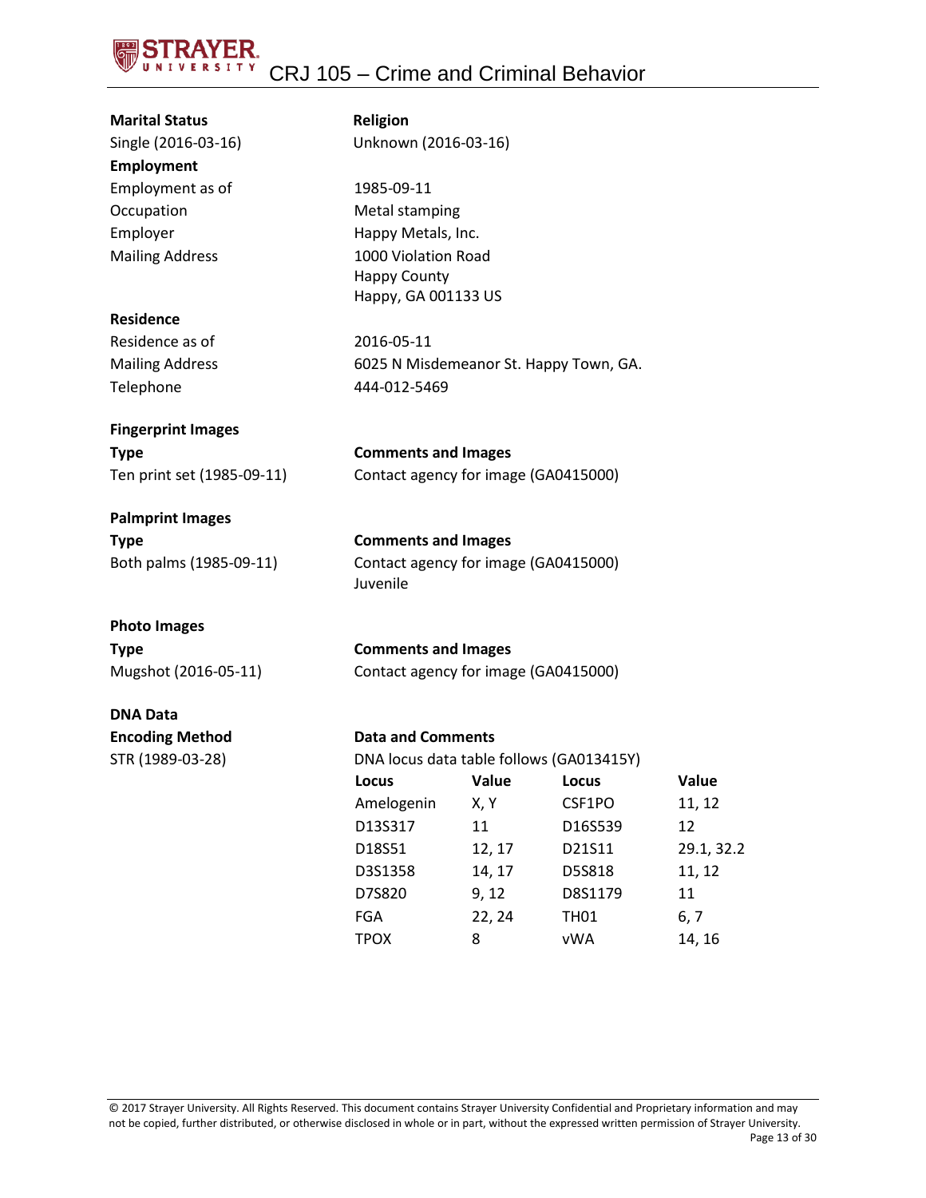**Marital Status**

Single (2016-03-16)

**Religion**

Unknown (2016-03-16)

**Employment**

| | |
|---|---|
| Employment as of | 1985-09-11 |
| Occupation | Metal stamping |
| Employer | Happy Metals, Inc. |
| Mailing Address | 1000 Violation Road<br>Happy County<br>Happy, GA 001133 US |

**Residence**

| | |
|---|---|
| Residence as of | 2016-05-11 |
| Mailing Address | 6025 N Misdemeanor St. Happy Town, GA. |
| Telephone | 444-012-5469 |

**Fingerprint Images**

| **Type** | **Comments and Images** |
|---|---|
| Ten print set (1985-09-11) | Contact agency for image (GA0415000) |

**Palmprint Images**

| **Type** | **Comments and Images** |
|---|---|
| Both palms (1985-09-11) | Contact agency for image (GA0415000)<br>Juvenile |

**Photo Images**

| **Type** | **Comments and Images** |
|---|---|
| Mugshot (2016-05-11) | Contact agency for image (GA0415000) |

**DNA Data**

| **Encoding Method** | **Data and Comments** |
|---|---|
| STR (1989-03-28) | DNA locus data table follows (GA013415Y) |

| Locus | Value | Locus | Value |
|---|---|---|---|
| Amelogenin | X, Y | CSF1PO | 11, 12 |
| D13S317 | 11 | D16S539 | 12 |
| D18S51 | 12, 17 | D21S11 | 29.1, 32.2 |
| D3S1358 | 14, 17 | D5S818 | 11, 12 |
| D7S820 | 9, 12 | D8S1179 | 11 |
| FGA | 22, 24 | TH01 | 6, 7 |
| TPOX | 8 | vWA | 14, 16 |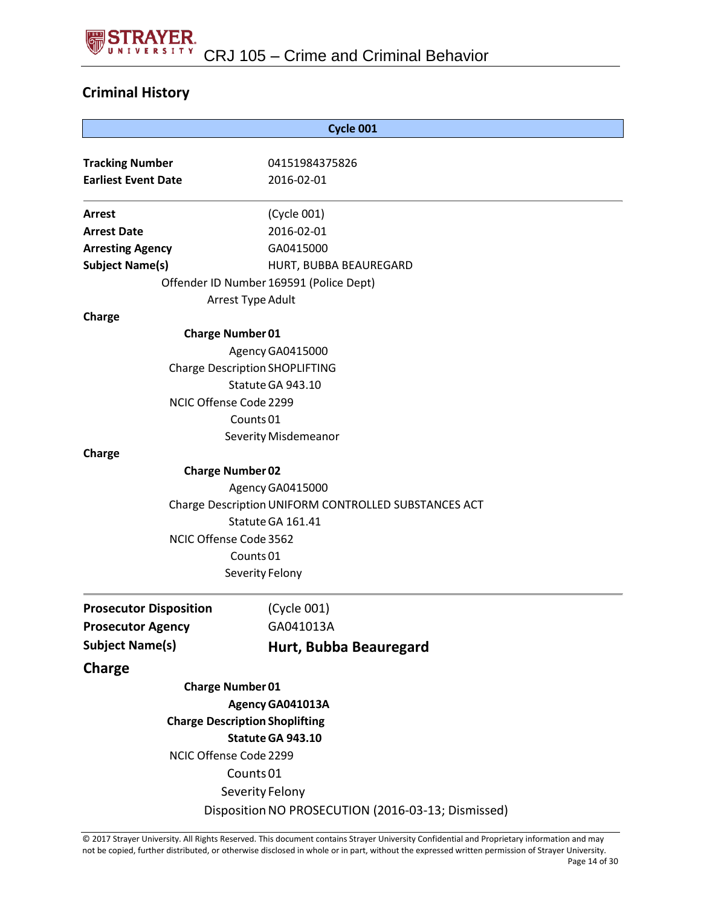## Criminal History

| Cycle 001 |
|---|

**Tracking Number** 04151984375826
**Earliest Event Date** 2016-02-01

---

**Arrest** (Cycle 001)
**Arrest Date** 2016-02-01
**Arresting Agency** GA0415000
**Subject Name(s)** HURT, BUBBA BEAUREGARD
Offender ID Number 169591 (Police Dept)
Arrest Type Adult

**Charge**

**Charge Number 01**
Agency GA0415000
Charge Description SHOPLIFTING
Statute GA 943.10
NCIC Offense Code 2299
Counts 01
Severity Misdemeanor

**Charge**

**Charge Number 02**
Agency GA0415000
Charge Description UNIFORM CONTROLLED SUBSTANCES ACT
Statute GA 161.41
NCIC Offense Code 3562
Counts 01
Severity Felony

---

**Prosecutor Disposition** (Cycle 001)
**Prosecutor Agency** GA041013A
**Subject Name(s)** **Hurt, Bubba Beauregard**

**Charge**

**Charge Number 01**
**Agency GA041013A**
**Charge Description Shoplifting**
**Statute GA 943.10**
NCIC Offense Code 2299
Counts 01
Severity Felony
Disposition NO PROSECUTION (2016-03-13; Dismissed)

© 2017 Strayer University. All Rights Reserved. This document contains Strayer University Confidential and Proprietary information and may not be copied, further distributed, or otherwise disclosed in whole or in part, without the expressed written permission of Strayer University.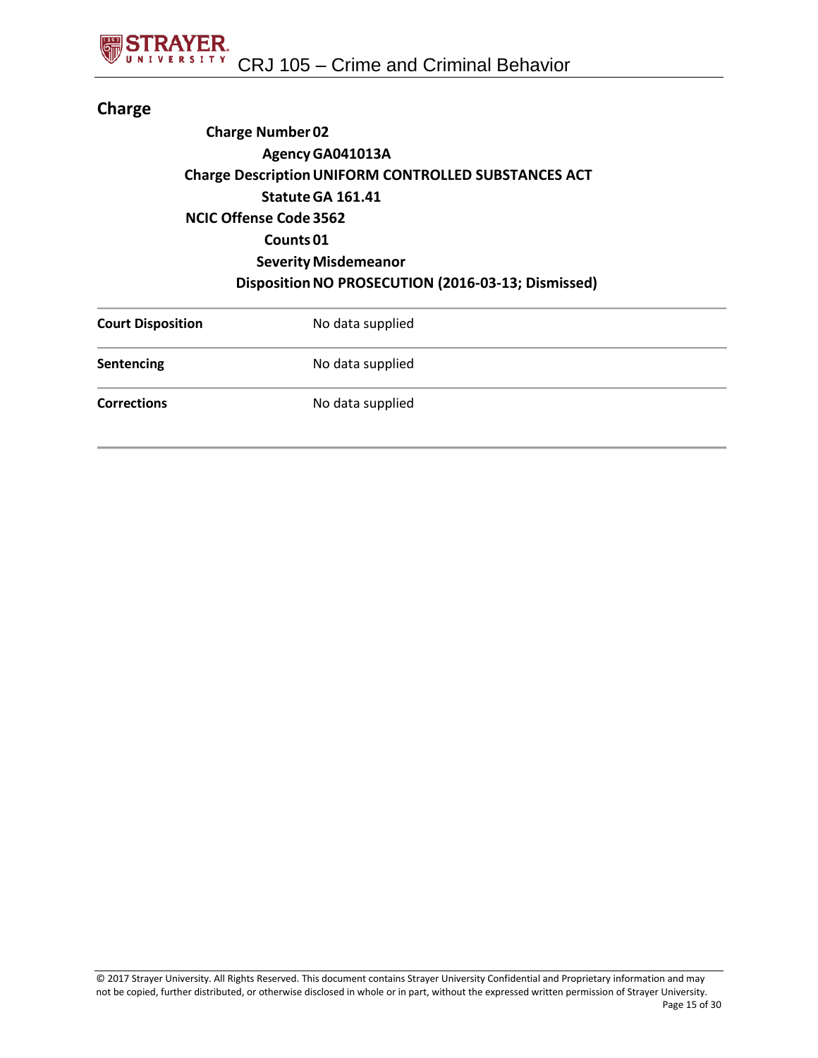## Charge

**Charge Number** **02**
**Agency** **GA041013A**
**Charge Description** **UNIFORM CONTROLLED SUBSTANCES ACT**
**Statute** **GA 161.41**
**NCIC Offense Code** **3562**
**Counts** **01**
**Severity** **Misdemeanor**
**Disposition** **NO PROSECUTION (2016-03-13; Dismissed)**

| | |
|---|---|
| **Court Disposition** | No data supplied |
| **Sentencing** | No data supplied |
| **Corrections** | No data supplied |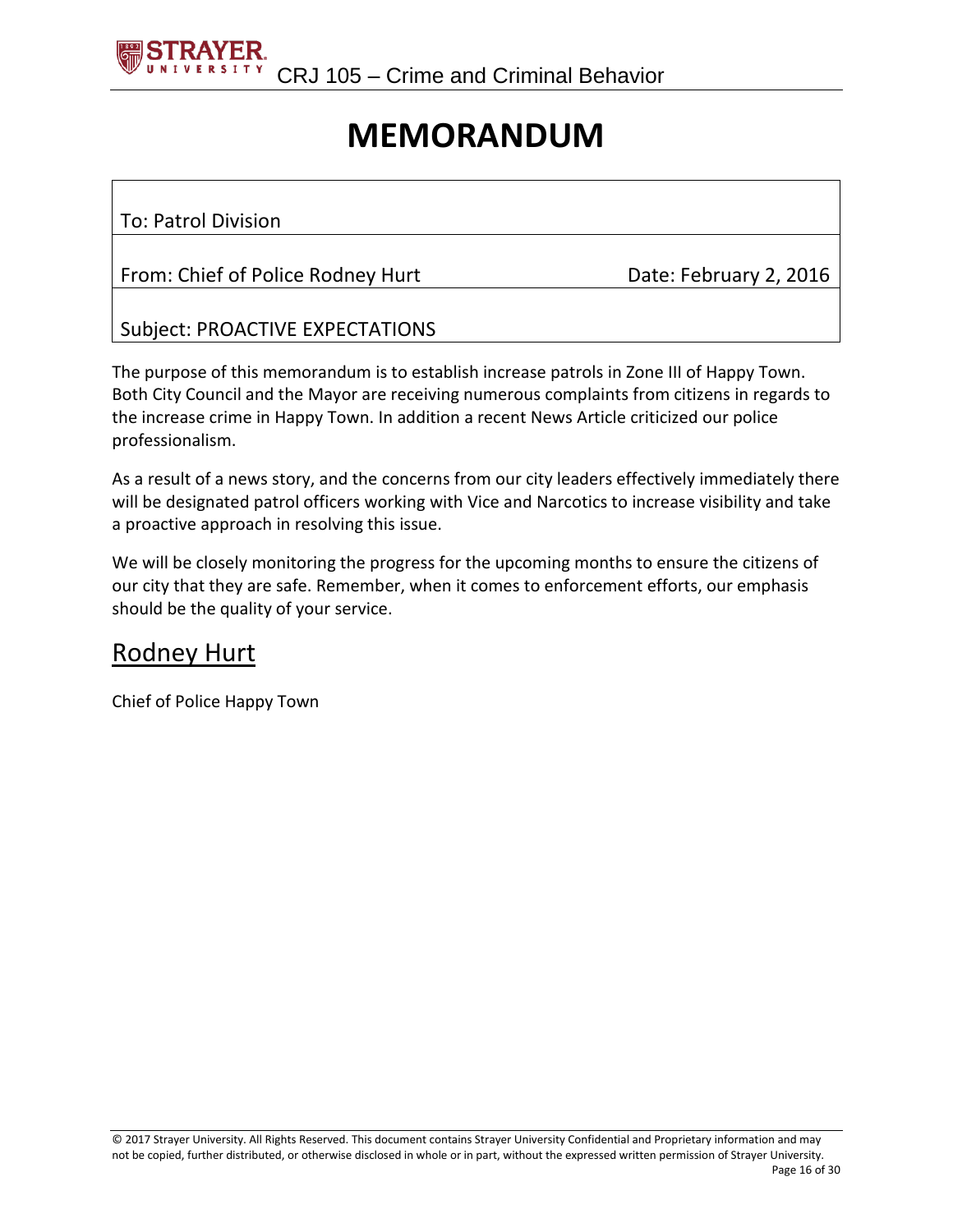# MEMORANDUM

| To: Patrol Division | |
|---|---|
| From: Chief of Police Rodney Hurt | Date: February 2, 2016 |
| Subject: PROACTIVE EXPECTATIONS | |

The purpose of this memorandum is to establish increase patrols in Zone III of Happy Town. Both City Council and the Mayor are receiving numerous complaints from citizens in regards to the increase crime in Happy Town. In addition a recent News Article criticized our police professionalism.

As a result of a news story, and the concerns from our city leaders effectively immediately there will be designated patrol officers working with Vice and Narcotics to increase visibility and take a proactive approach in resolving this issue.

We will be closely monitoring the progress for the upcoming months to ensure the citizens of our city that they are safe. Remember, when it comes to enforcement efforts, our emphasis should be the quality of your service.

<u>Rodney Hurt</u>

Chief of Police Happy Town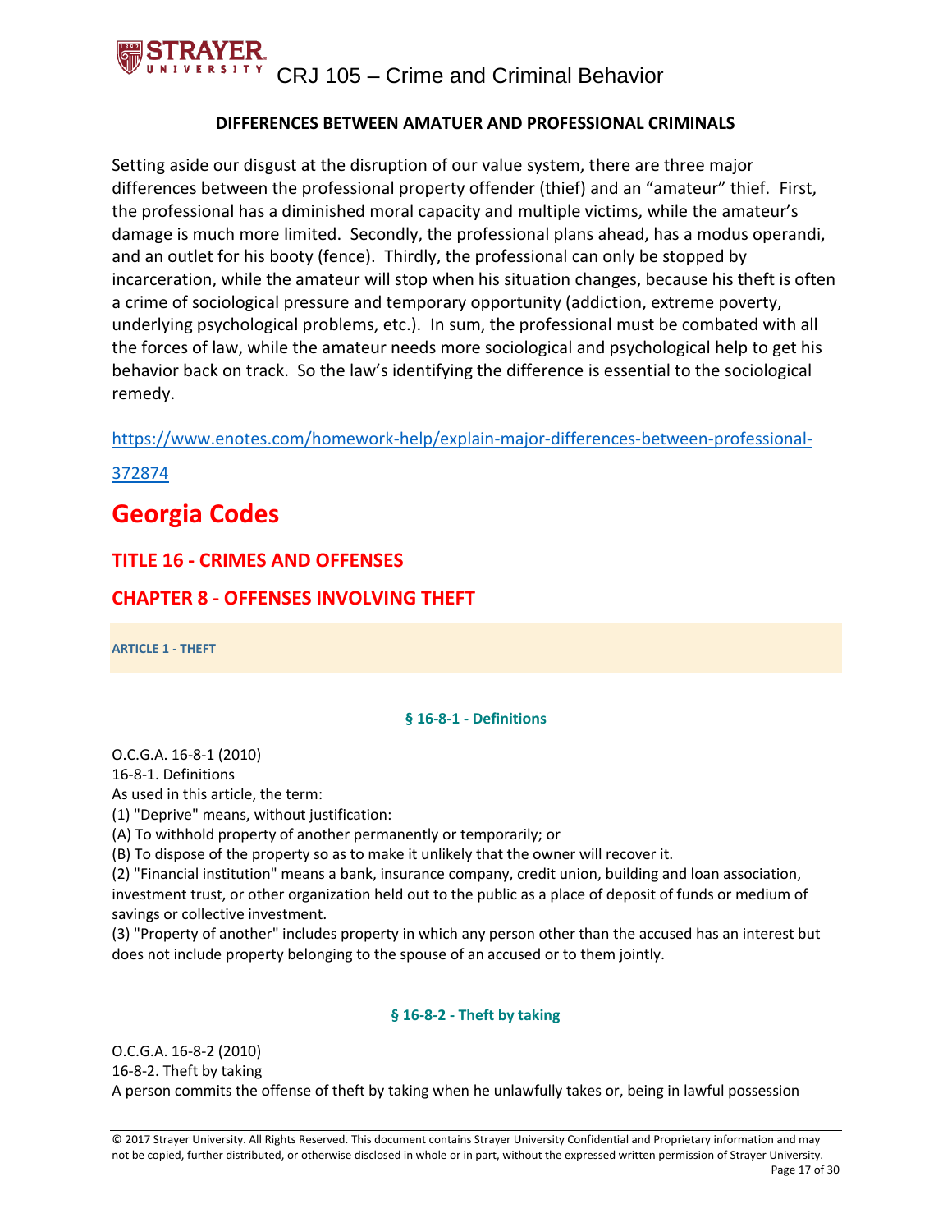**DIFFERENCES BETWEEN AMATUER AND PROFESSIONAL CRIMINALS**

Setting aside our disgust at the disruption of our value system, there are three major differences between the professional property offender (thief) and an “amateur” thief. First, the professional has a diminished moral capacity and multiple victims, while the amateur’s damage is much more limited. Secondly, the professional plans ahead, has a modus operandi, and an outlet for his booty (fence). Thirdly, the professional can only be stopped by incarceration, while the amateur will stop when his situation changes, because his theft is often a crime of sociological pressure and temporary opportunity (addiction, extreme poverty, underlying psychological problems, etc.). In sum, the professional must be combated with all the forces of law, while the amateur needs more sociological and psychological help to get his behavior back on track. So the law’s identifying the difference is essential to the sociological remedy.

https://www.enotes.com/homework-help/explain-major-differences-between-professional-372874

# Georgia Codes

## TITLE 16 - CRIMES AND OFFENSES

## CHAPTER 8 - OFFENSES INVOLVING THEFT

**ARTICLE 1 - THEFT**

#### § 16-8-1 - Definitions

O.C.G.A. 16-8-1 (2010)
16-8-1. Definitions
As used in this article, the term:
(1) "Deprive" means, without justification:
(A) To withhold property of another permanently or temporarily; or
(B) To dispose of the property so as to make it unlikely that the owner will recover it.
(2) "Financial institution" means a bank, insurance company, credit union, building and loan association, investment trust, or other organization held out to the public as a place of deposit of funds or medium of savings or collective investment.
(3) "Property of another" includes property in which any person other than the accused has an interest but does not include property belonging to the spouse of an accused or to them jointly.

#### § 16-8-2 - Theft by taking

O.C.G.A. 16-8-2 (2010)
16-8-2. Theft by taking
A person commits the offense of theft by taking when he unlawfully takes or, being in lawful possession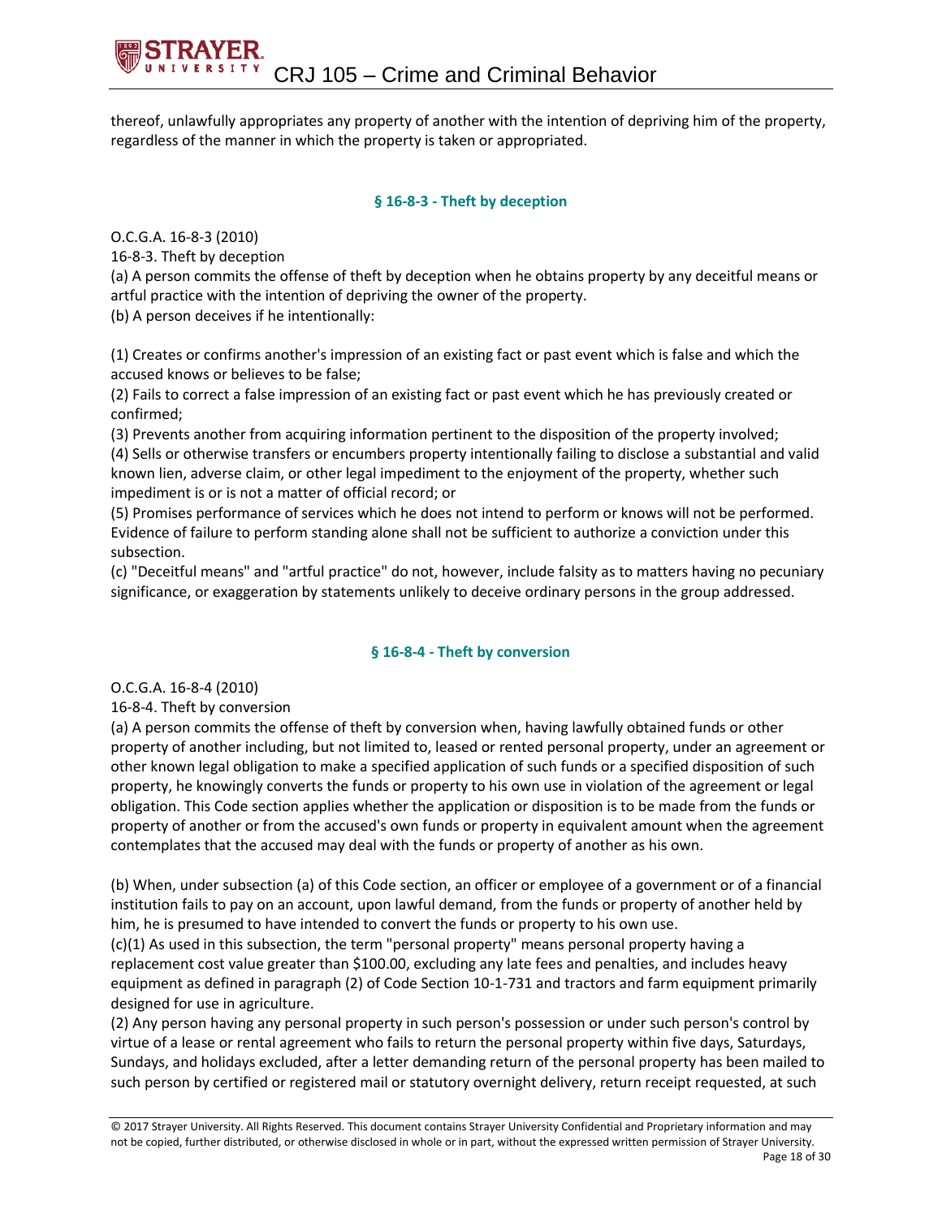thereof, unlawfully appropriates any property of another with the intention of depriving him of the property, regardless of the manner in which the property is taken or appropriated.

### § 16-8-3 - Theft by deception

O.C.G.A. 16-8-3 (2010)
16-8-3. Theft by deception
(a) A person commits the offense of theft by deception when he obtains property by any deceitful means or artful practice with the intention of depriving the owner of the property.
(b) A person deceives if he intentionally:

(1) Creates or confirms another's impression of an existing fact or past event which is false and which the accused knows or believes to be false;
(2) Fails to correct a false impression of an existing fact or past event which he has previously created or confirmed;
(3) Prevents another from acquiring information pertinent to the disposition of the property involved;
(4) Sells or otherwise transfers or encumbers property intentionally failing to disclose a substantial and valid known lien, adverse claim, or other legal impediment to the enjoyment of the property, whether such impediment is or is not a matter of official record; or
(5) Promises performance of services which he does not intend to perform or knows will not be performed. Evidence of failure to perform standing alone shall not be sufficient to authorize a conviction under this subsection.
(c) "Deceitful means" and "artful practice" do not, however, include falsity as to matters having no pecuniary significance, or exaggeration by statements unlikely to deceive ordinary persons in the group addressed.

### § 16-8-4 - Theft by conversion

O.C.G.A. 16-8-4 (2010)
16-8-4. Theft by conversion
(a) A person commits the offense of theft by conversion when, having lawfully obtained funds or other property of another including, but not limited to, leased or rented personal property, under an agreement or other known legal obligation to make a specified application of such funds or a specified disposition of such property, he knowingly converts the funds or property to his own use in violation of the agreement or legal obligation. This Code section applies whether the application or disposition is to be made from the funds or property of another or from the accused's own funds or property in equivalent amount when the agreement contemplates that the accused may deal with the funds or property of another as his own.

(b) When, under subsection (a) of this Code section, an officer or employee of a government or of a financial institution fails to pay on an account, upon lawful demand, from the funds or property of another held by him, he is presumed to have intended to convert the funds or property to his own use.
(c)(1) As used in this subsection, the term "personal property" means personal property having a replacement cost value greater than $100.00, excluding any late fees and penalties, and includes heavy equipment as defined in paragraph (2) of Code Section 10-1-731 and tractors and farm equipment primarily designed for use in agriculture.
(2) Any person having any personal property in such person's possession or under such person's control by virtue of a lease or rental agreement who fails to return the personal property within five days, Saturdays, Sundays, and holidays excluded, after a letter demanding return of the personal property has been mailed to such person by certified or registered mail or statutory overnight delivery, return receipt requested, at such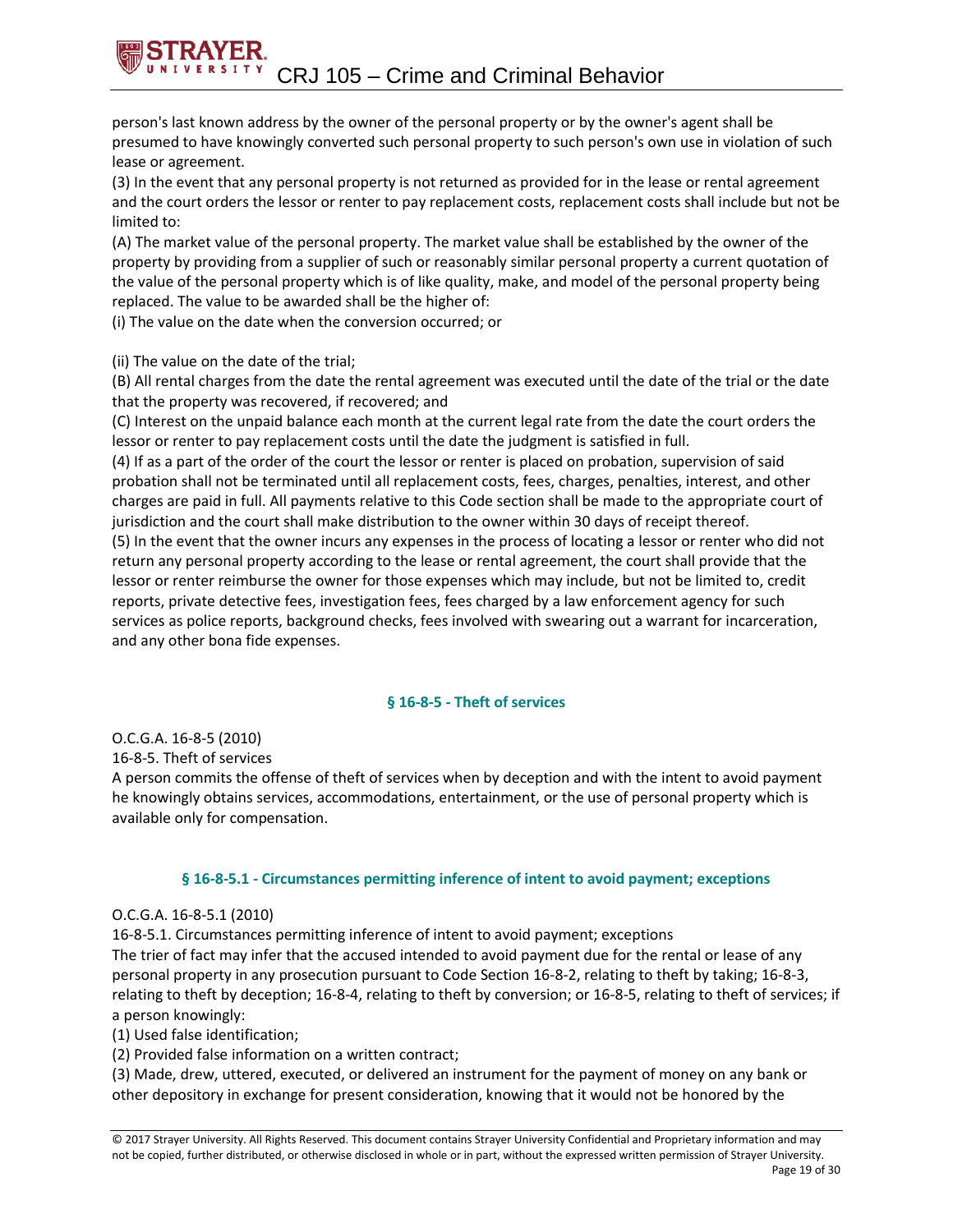person's last known address by the owner of the personal property or by the owner's agent shall be presumed to have knowingly converted such personal property to such person's own use in violation of such lease or agreement.

(3) In the event that any personal property is not returned as provided for in the lease or rental agreement and the court orders the lessor or renter to pay replacement costs, replacement costs shall include but not be limited to:

(A) The market value of the personal property. The market value shall be established by the owner of the property by providing from a supplier of such or reasonably similar personal property a current quotation of the value of the personal property which is of like quality, make, and model of the personal property being replaced. The value to be awarded shall be the higher of:

(i) The value on the date when the conversion occurred; or

(ii) The value on the date of the trial;

(B) All rental charges from the date the rental agreement was executed until the date of the trial or the date that the property was recovered, if recovered; and

(C) Interest on the unpaid balance each month at the current legal rate from the date the court orders the lessor or renter to pay replacement costs until the date the judgment is satisfied in full.

(4) If as a part of the order of the court the lessor or renter is placed on probation, supervision of said probation shall not be terminated until all replacement costs, fees, charges, penalties, interest, and other charges are paid in full. All payments relative to this Code section shall be made to the appropriate court of jurisdiction and the court shall make distribution to the owner within 30 days of receipt thereof.

(5) In the event that the owner incurs any expenses in the process of locating a lessor or renter who did not return any personal property according to the lease or rental agreement, the court shall provide that the lessor or renter reimburse the owner for those expenses which may include, but not be limited to, credit reports, private detective fees, investigation fees, fees charged by a law enforcement agency for such services as police reports, background checks, fees involved with swearing out a warrant for incarceration, and any other bona fide expenses.

### § 16-8-5 - Theft of services

O.C.G.A. 16-8-5 (2010)

16-8-5. Theft of services

A person commits the offense of theft of services when by deception and with the intent to avoid payment he knowingly obtains services, accommodations, entertainment, or the use of personal property which is available only for compensation.

### § 16-8-5.1 - Circumstances permitting inference of intent to avoid payment; exceptions

O.C.G.A. 16-8-5.1 (2010)

16-8-5.1. Circumstances permitting inference of intent to avoid payment; exceptions

The trier of fact may infer that the accused intended to avoid payment due for the rental or lease of any personal property in any prosecution pursuant to Code Section 16-8-2, relating to theft by taking; 16-8-3, relating to theft by deception; 16-8-4, relating to theft by conversion; or 16-8-5, relating to theft of services; if a person knowingly:

(1) Used false identification;

(2) Provided false information on a written contract;

(3) Made, drew, uttered, executed, or delivered an instrument for the payment of money on any bank or other depository in exchange for present consideration, knowing that it would not be honored by the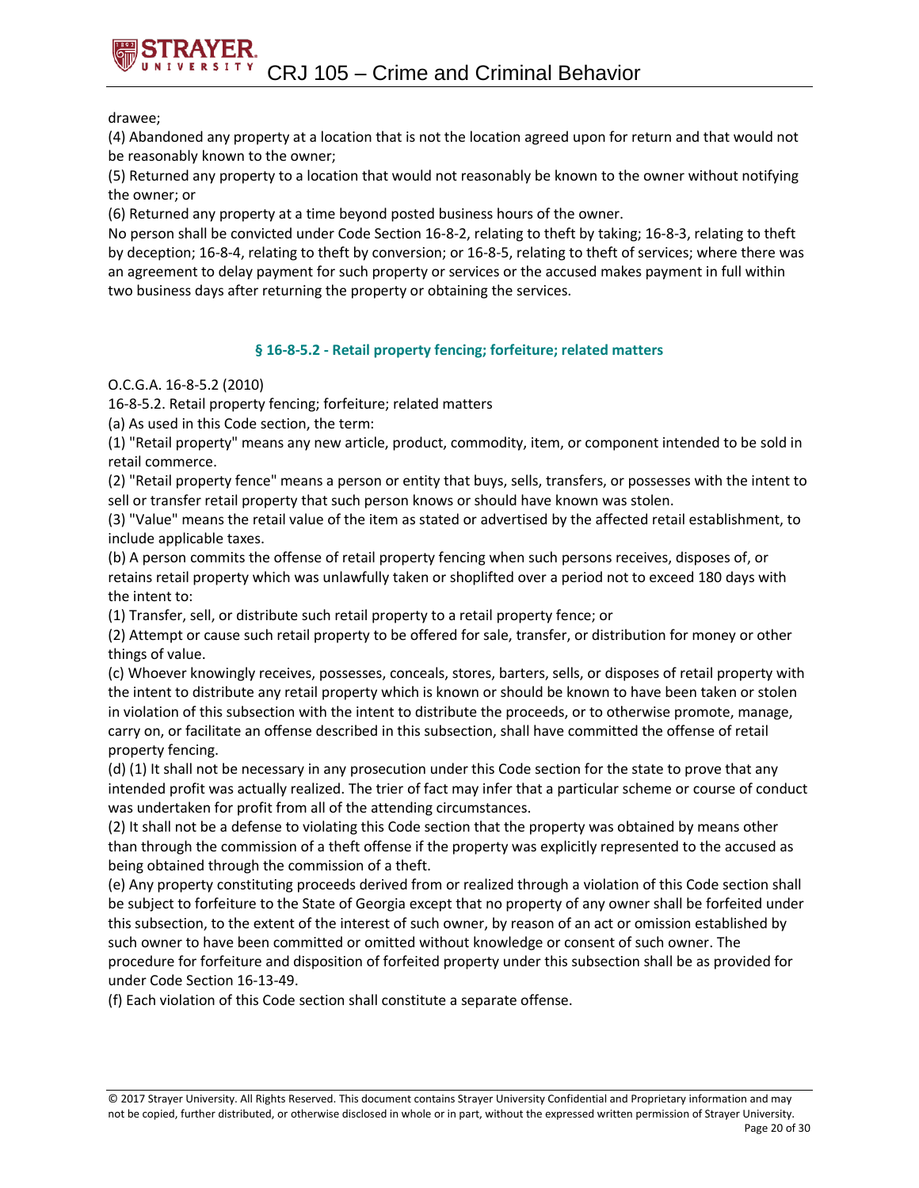drawee;

(4) Abandoned any property at a location that is not the location agreed upon for return and that would not be reasonably known to the owner;

(5) Returned any property to a location that would not reasonably be known to the owner without notifying the owner; or

(6) Returned any property at a time beyond posted business hours of the owner.

No person shall be convicted under Code Section 16-8-2, relating to theft by taking; 16-8-3, relating to theft by deception; 16-8-4, relating to theft by conversion; or 16-8-5, relating to theft of services; where there was an agreement to delay payment for such property or services or the accused makes payment in full within two business days after returning the property or obtaining the services.

### § 16-8-5.2 - Retail property fencing; forfeiture; related matters

O.C.G.A. 16-8-5.2 (2010)

16-8-5.2. Retail property fencing; forfeiture; related matters

(a) As used in this Code section, the term:

(1) "Retail property" means any new article, product, commodity, item, or component intended to be sold in retail commerce.

(2) "Retail property fence" means a person or entity that buys, sells, transfers, or possesses with the intent to sell or transfer retail property that such person knows or should have known was stolen.

(3) "Value" means the retail value of the item as stated or advertised by the affected retail establishment, to include applicable taxes.

(b) A person commits the offense of retail property fencing when such persons receives, disposes of, or retains retail property which was unlawfully taken or shoplifted over a period not to exceed 180 days with the intent to:

(1) Transfer, sell, or distribute such retail property to a retail property fence; or

(2) Attempt or cause such retail property to be offered for sale, transfer, or distribution for money or other things of value.

(c) Whoever knowingly receives, possesses, conceals, stores, barters, sells, or disposes of retail property with the intent to distribute any retail property which is known or should be known to have been taken or stolen in violation of this subsection with the intent to distribute the proceeds, or to otherwise promote, manage, carry on, or facilitate an offense described in this subsection, shall have committed the offense of retail property fencing.

(d) (1) It shall not be necessary in any prosecution under this Code section for the state to prove that any intended profit was actually realized. The trier of fact may infer that a particular scheme or course of conduct was undertaken for profit from all of the attending circumstances.

(2) It shall not be a defense to violating this Code section that the property was obtained by means other than through the commission of a theft offense if the property was explicitly represented to the accused as being obtained through the commission of a theft.

(e) Any property constituting proceeds derived from or realized through a violation of this Code section shall be subject to forfeiture to the State of Georgia except that no property of any owner shall be forfeited under this subsection, to the extent of the interest of such owner, by reason of an act or omission established by such owner to have been committed or omitted without knowledge or consent of such owner. The procedure for forfeiture and disposition of forfeited property under this subsection shall be as provided for under Code Section 16-13-49.

(f) Each violation of this Code section shall constitute a separate offense.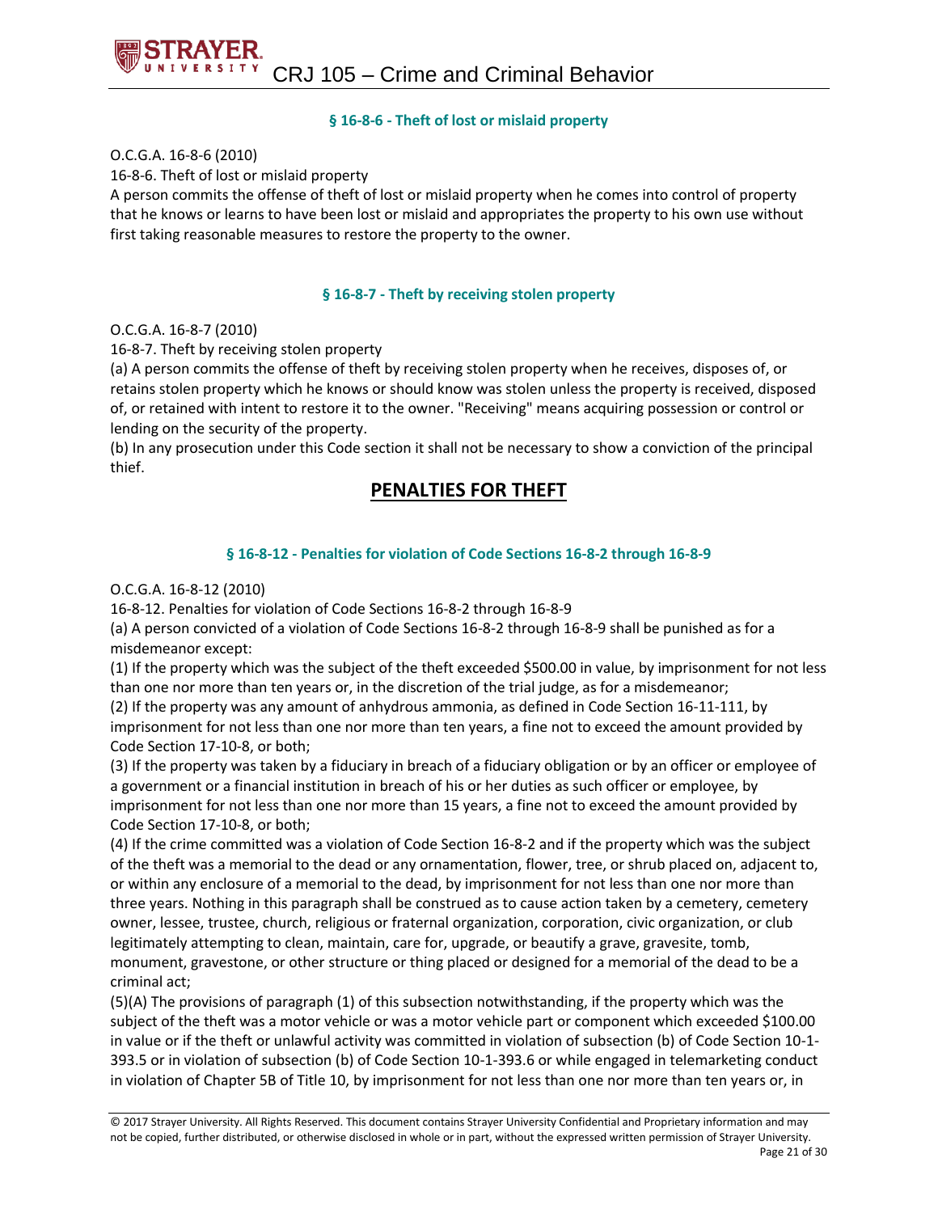### § 16-8-6 - Theft of lost or mislaid property

O.C.G.A. 16-8-6 (2010)

16-8-6. Theft of lost or mislaid property

A person commits the offense of theft of lost or mislaid property when he comes into control of property that he knows or learns to have been lost or mislaid and appropriates the property to his own use without first taking reasonable measures to restore the property to the owner.

### § 16-8-7 - Theft by receiving stolen property

O.C.G.A. 16-8-7 (2010)

16-8-7. Theft by receiving stolen property

(a) A person commits the offense of theft by receiving stolen property when he receives, disposes of, or retains stolen property which he knows or should know was stolen unless the property is received, disposed of, or retained with intent to restore it to the owner. "Receiving" means acquiring possession or control or lending on the security of the property.

(b) In any prosecution under this Code section it shall not be necessary to show a conviction of the principal thief.

## PENALTIES FOR THEFT

### § 16-8-12 - Penalties for violation of Code Sections 16-8-2 through 16-8-9

O.C.G.A. 16-8-12 (2010)

16-8-12. Penalties for violation of Code Sections 16-8-2 through 16-8-9

(a) A person convicted of a violation of Code Sections 16-8-2 through 16-8-9 shall be punished as for a misdemeanor except:

(1) If the property which was the subject of the theft exceeded $500.00 in value, by imprisonment for not less than one nor more than ten years or, in the discretion of the trial judge, as for a misdemeanor;

(2) If the property was any amount of anhydrous ammonia, as defined in Code Section 16-11-111, by imprisonment for not less than one nor more than ten years, a fine not to exceed the amount provided by Code Section 17-10-8, or both;

(3) If the property was taken by a fiduciary in breach of a fiduciary obligation or by an officer or employee of a government or a financial institution in breach of his or her duties as such officer or employee, by imprisonment for not less than one nor more than 15 years, a fine not to exceed the amount provided by Code Section 17-10-8, or both;

(4) If the crime committed was a violation of Code Section 16-8-2 and if the property which was the subject of the theft was a memorial to the dead or any ornamentation, flower, tree, or shrub placed on, adjacent to, or within any enclosure of a memorial to the dead, by imprisonment for not less than one nor more than three years. Nothing in this paragraph shall be construed as to cause action taken by a cemetery, cemetery owner, lessee, trustee, church, religious or fraternal organization, corporation, civic organization, or club legitimately attempting to clean, maintain, care for, upgrade, or beautify a grave, gravesite, tomb, monument, gravestone, or other structure or thing placed or designed for a memorial of the dead to be a criminal act;

(5)(A) The provisions of paragraph (1) of this subsection notwithstanding, if the property which was the subject of the theft was a motor vehicle or was a motor vehicle part or component which exceeded $100.00 in value or if the theft or unlawful activity was committed in violation of subsection (b) of Code Section 10-1-393.5 or in violation of subsection (b) of Code Section 10-1-393.6 or while engaged in telemarketing conduct in violation of Chapter 5B of Title 10, by imprisonment for not less than one nor more than ten years or, in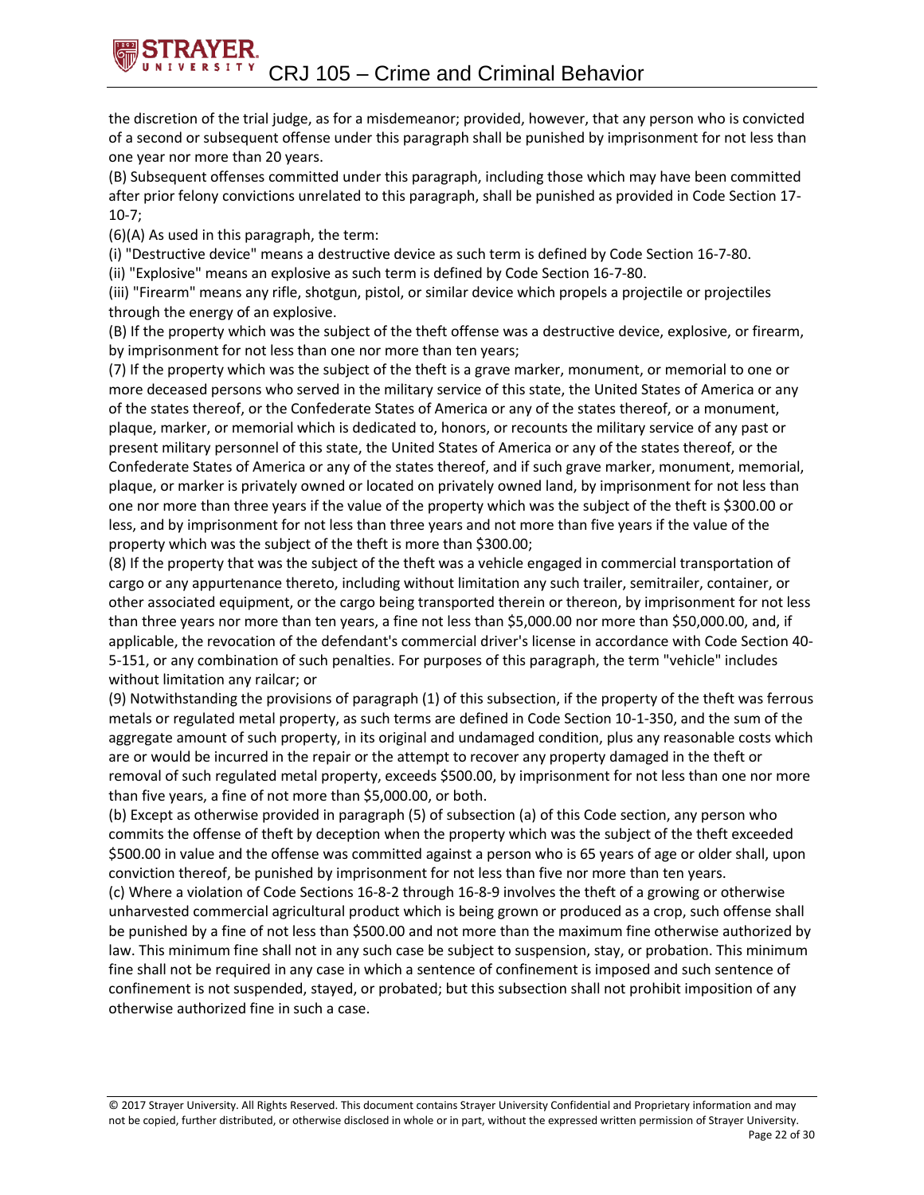the discretion of the trial judge, as for a misdemeanor; provided, however, that any person who is convicted of a second or subsequent offense under this paragraph shall be punished by imprisonment for not less than one year nor more than 20 years.

(B) Subsequent offenses committed under this paragraph, including those which may have been committed after prior felony convictions unrelated to this paragraph, shall be punished as provided in Code Section 17-10-7;

(6)(A) As used in this paragraph, the term:

(i) "Destructive device" means a destructive device as such term is defined by Code Section 16-7-80.

(ii) "Explosive" means an explosive as such term is defined by Code Section 16-7-80.

(iii) "Firearm" means any rifle, shotgun, pistol, or similar device which propels a projectile or projectiles through the energy of an explosive.

(B) If the property which was the subject of the theft offense was a destructive device, explosive, or firearm, by imprisonment for not less than one nor more than ten years;

(7) If the property which was the subject of the theft is a grave marker, monument, or memorial to one or more deceased persons who served in the military service of this state, the United States of America or any of the states thereof, or the Confederate States of America or any of the states thereof, or a monument, plaque, marker, or memorial which is dedicated to, honors, or recounts the military service of any past or present military personnel of this state, the United States of America or any of the states thereof, or the Confederate States of America or any of the states thereof, and if such grave marker, monument, memorial, plaque, or marker is privately owned or located on privately owned land, by imprisonment for not less than one nor more than three years if the value of the property which was the subject of the theft is $300.00 or less, and by imprisonment for not less than three years and not more than five years if the value of the property which was the subject of the theft is more than $300.00;

(8) If the property that was the subject of the theft was a vehicle engaged in commercial transportation of cargo or any appurtenance thereto, including without limitation any such trailer, semitrailer, container, or other associated equipment, or the cargo being transported therein or thereon, by imprisonment for not less than three years nor more than ten years, a fine not less than $5,000.00 nor more than $50,000.00, and, if applicable, the revocation of the defendant's commercial driver's license in accordance with Code Section 40-5-151, or any combination of such penalties. For purposes of this paragraph, the term "vehicle" includes without limitation any railcar; or

(9) Notwithstanding the provisions of paragraph (1) of this subsection, if the property of the theft was ferrous metals or regulated metal property, as such terms are defined in Code Section 10-1-350, and the sum of the aggregate amount of such property, in its original and undamaged condition, plus any reasonable costs which are or would be incurred in the repair or the attempt to recover any property damaged in the theft or removal of such regulated metal property, exceeds $500.00, by imprisonment for not less than one nor more than five years, a fine of not more than $5,000.00, or both.

(b) Except as otherwise provided in paragraph (5) of subsection (a) of this Code section, any person who commits the offense of theft by deception when the property which was the subject of the theft exceeded $500.00 in value and the offense was committed against a person who is 65 years of age or older shall, upon conviction thereof, be punished by imprisonment for not less than five nor more than ten years.

(c) Where a violation of Code Sections 16-8-2 through 16-8-9 involves the theft of a growing or otherwise unharvested commercial agricultural product which is being grown or produced as a crop, such offense shall be punished by a fine of not less than $500.00 and not more than the maximum fine otherwise authorized by law. This minimum fine shall not in any such case be subject to suspension, stay, or probation. This minimum fine shall not be required in any case in which a sentence of confinement is imposed and such sentence of confinement is not suspended, stayed, or probated; but this subsection shall not prohibit imposition of any otherwise authorized fine in such a case.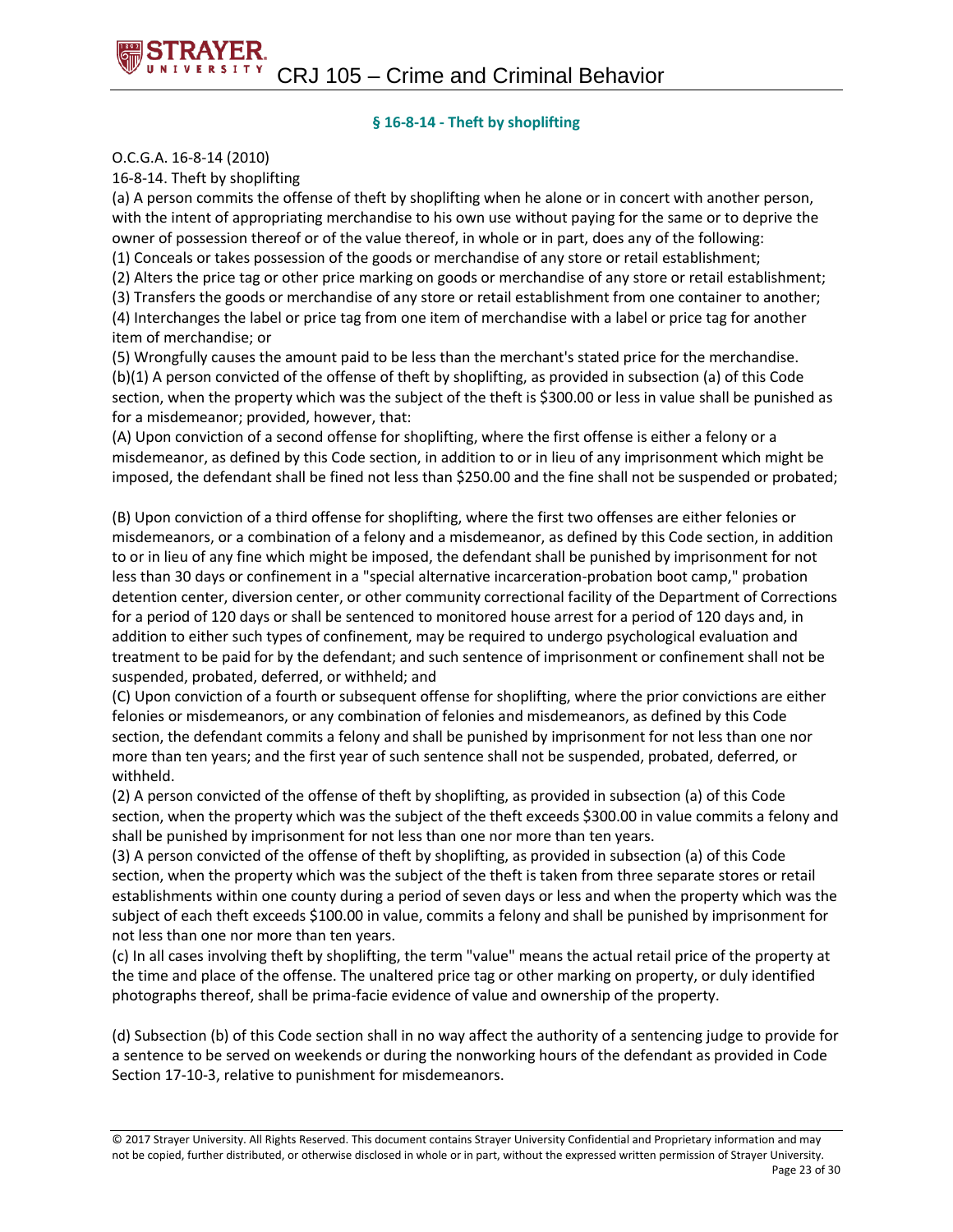### § 16-8-14 - Theft by shoplifting

O.C.G.A. 16-8-14 (2010)

16-8-14. Theft by shoplifting

(a) A person commits the offense of theft by shoplifting when he alone or in concert with another person, with the intent of appropriating merchandise to his own use without paying for the same or to deprive the owner of possession thereof or of the value thereof, in whole or in part, does any of the following:

(1) Conceals or takes possession of the goods or merchandise of any store or retail establishment;

(2) Alters the price tag or other price marking on goods or merchandise of any store or retail establishment;

(3) Transfers the goods or merchandise of any store or retail establishment from one container to another;

(4) Interchanges the label or price tag from one item of merchandise with a label or price tag for another item of merchandise; or

(5) Wrongfully causes the amount paid to be less than the merchant's stated price for the merchandise.

(b)(1) A person convicted of the offense of theft by shoplifting, as provided in subsection (a) of this Code section, when the property which was the subject of the theft is $300.00 or less in value shall be punished as for a misdemeanor; provided, however, that:

(A) Upon conviction of a second offense for shoplifting, where the first offense is either a felony or a misdemeanor, as defined by this Code section, in addition to or in lieu of any imprisonment which might be imposed, the defendant shall be fined not less than $250.00 and the fine shall not be suspended or probated;

(B) Upon conviction of a third offense for shoplifting, where the first two offenses are either felonies or misdemeanors, or a combination of a felony and a misdemeanor, as defined by this Code section, in addition to or in lieu of any fine which might be imposed, the defendant shall be punished by imprisonment for not less than 30 days or confinement in a "special alternative incarceration-probation boot camp," probation detention center, diversion center, or other community correctional facility of the Department of Corrections for a period of 120 days or shall be sentenced to monitored house arrest for a period of 120 days and, in addition to either such types of confinement, may be required to undergo psychological evaluation and treatment to be paid for by the defendant; and such sentence of imprisonment or confinement shall not be suspended, probated, deferred, or withheld; and

(C) Upon conviction of a fourth or subsequent offense for shoplifting, where the prior convictions are either felonies or misdemeanors, or any combination of felonies and misdemeanors, as defined by this Code section, the defendant commits a felony and shall be punished by imprisonment for not less than one nor more than ten years; and the first year of such sentence shall not be suspended, probated, deferred, or withheld.

(2) A person convicted of the offense of theft by shoplifting, as provided in subsection (a) of this Code section, when the property which was the subject of the theft exceeds $300.00 in value commits a felony and shall be punished by imprisonment for not less than one nor more than ten years.

(3) A person convicted of the offense of theft by shoplifting, as provided in subsection (a) of this Code section, when the property which was the subject of the theft is taken from three separate stores or retail establishments within one county during a period of seven days or less and when the property which was the subject of each theft exceeds $100.00 in value, commits a felony and shall be punished by imprisonment for not less than one nor more than ten years.

(c) In all cases involving theft by shoplifting, the term "value" means the actual retail price of the property at the time and place of the offense. The unaltered price tag or other marking on property, or duly identified photographs thereof, shall be prima-facie evidence of value and ownership of the property.

(d) Subsection (b) of this Code section shall in no way affect the authority of a sentencing judge to provide for a sentence to be served on weekends or during the nonworking hours of the defendant as provided in Code Section 17-10-3, relative to punishment for misdemeanors.

© 2017 Strayer University. All Rights Reserved. This document contains Strayer University Confidential and Proprietary information and may not be copied, further distributed, or otherwise disclosed in whole or in part, without the expressed written permission of Strayer University.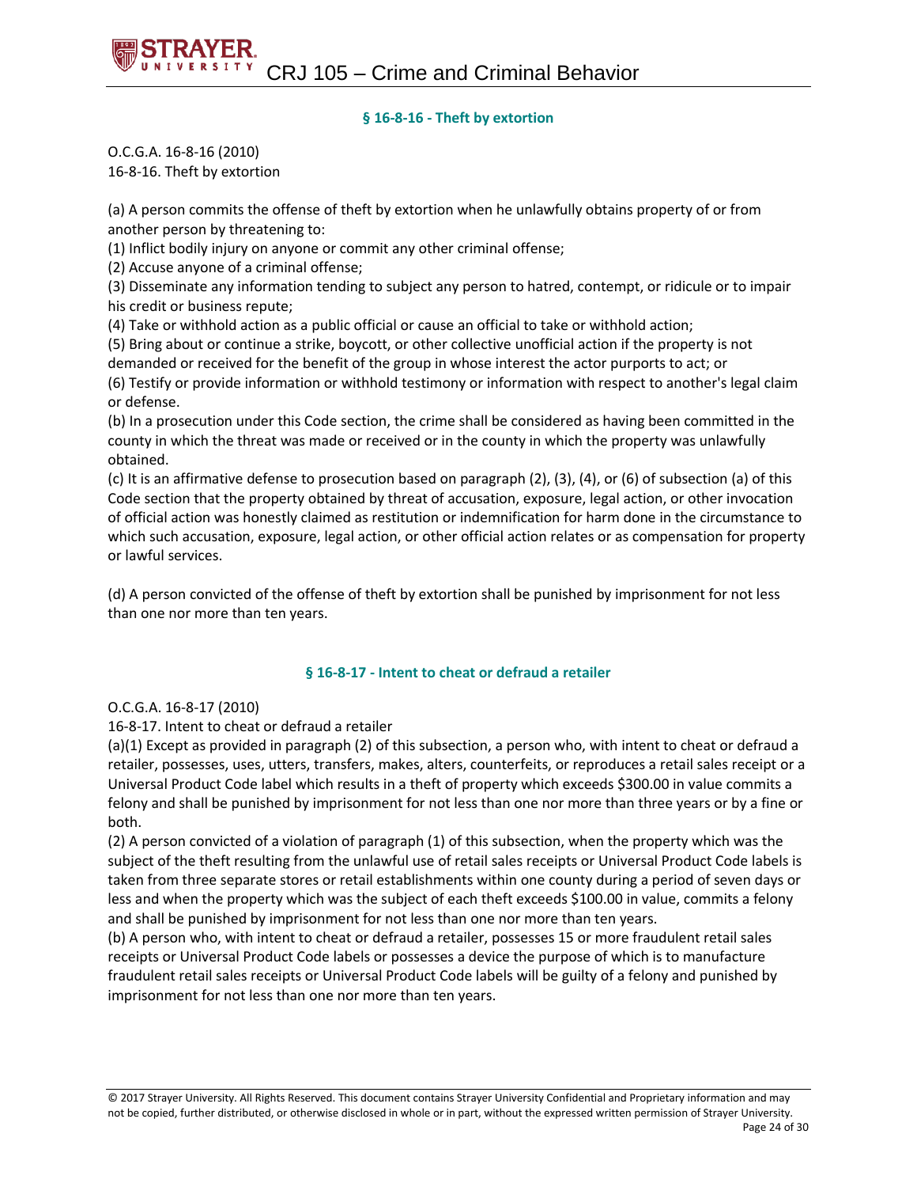## § 16-8-16 - Theft by extortion

O.C.G.A. 16-8-16 (2010)
16-8-16. Theft by extortion

(a) A person commits the offense of theft by extortion when he unlawfully obtains property of or from another person by threatening to:
(1) Inflict bodily injury on anyone or commit any other criminal offense;
(2) Accuse anyone of a criminal offense;
(3) Disseminate any information tending to subject any person to hatred, contempt, or ridicule or to impair his credit or business repute;
(4) Take or withhold action as a public official or cause an official to take or withhold action;
(5) Bring about or continue a strike, boycott, or other collective unofficial action if the property is not demanded or received for the benefit of the group in whose interest the actor purports to act; or
(6) Testify or provide information or withhold testimony or information with respect to another's legal claim or defense.
(b) In a prosecution under this Code section, the crime shall be considered as having been committed in the county in which the threat was made or received or in the county in which the property was unlawfully obtained.
(c) It is an affirmative defense to prosecution based on paragraph (2), (3), (4), or (6) of subsection (a) of this Code section that the property obtained by threat of accusation, exposure, legal action, or other invocation of official action was honestly claimed as restitution or indemnification for harm done in the circumstance to which such accusation, exposure, legal action, or other official action relates or as compensation for property or lawful services.

(d) A person convicted of the offense of theft by extortion shall be punished by imprisonment for not less than one nor more than ten years.

## § 16-8-17 - Intent to cheat or defraud a retailer

O.C.G.A. 16-8-17 (2010)
16-8-17. Intent to cheat or defraud a retailer
(a)(1) Except as provided in paragraph (2) of this subsection, a person who, with intent to cheat or defraud a retailer, possesses, uses, utters, transfers, makes, alters, counterfeits, or reproduces a retail sales receipt or a Universal Product Code label which results in a theft of property which exceeds $300.00 in value commits a felony and shall be punished by imprisonment for not less than one nor more than three years or by a fine or both.
(2) A person convicted of a violation of paragraph (1) of this subsection, when the property which was the subject of the theft resulting from the unlawful use of retail sales receipts or Universal Product Code labels is taken from three separate stores or retail establishments within one county during a period of seven days or less and when the property which was the subject of each theft exceeds $100.00 in value, commits a felony and shall be punished by imprisonment for not less than one nor more than ten years.
(b) A person who, with intent to cheat or defraud a retailer, possesses 15 or more fraudulent retail sales receipts or Universal Product Code labels or possesses a device the purpose of which is to manufacture fraudulent retail sales receipts or Universal Product Code labels will be guilty of a felony and punished by imprisonment for not less than one nor more than ten years.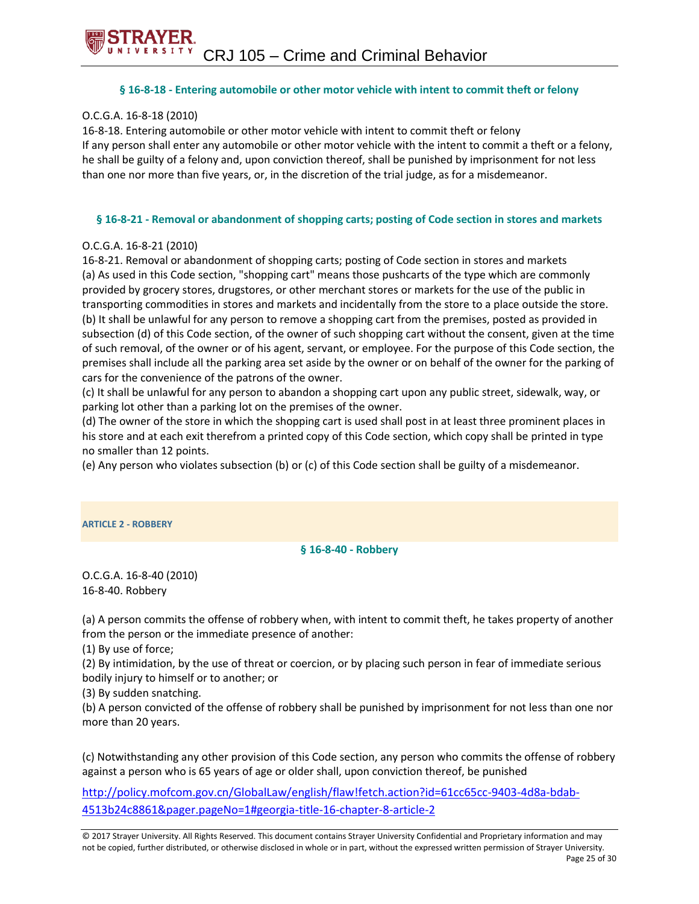### § 16-8-18 - Entering automobile or other motor vehicle with intent to commit theft or felony

O.C.G.A. 16-8-18 (2010)
16-8-18. Entering automobile or other motor vehicle with intent to commit theft or felony
If any person shall enter any automobile or other motor vehicle with the intent to commit a theft or a felony, he shall be guilty of a felony and, upon conviction thereof, shall be punished by imprisonment for not less than one nor more than five years, or, in the discretion of the trial judge, as for a misdemeanor.

### § 16-8-21 - Removal or abandonment of shopping carts; posting of Code section in stores and markets

O.C.G.A. 16-8-21 (2010)
16-8-21. Removal or abandonment of shopping carts; posting of Code section in stores and markets
(a) As used in this Code section, "shopping cart" means those pushcarts of the type which are commonly provided by grocery stores, drugstores, or other merchant stores or markets for the use of the public in transporting commodities in stores and markets and incidentally from the store to a place outside the store.
(b) It shall be unlawful for any person to remove a shopping cart from the premises, posted as provided in subsection (d) of this Code section, of the owner of such shopping cart without the consent, given at the time of such removal, of the owner or of his agent, servant, or employee. For the purpose of this Code section, the premises shall include all the parking area set aside by the owner or on behalf of the owner for the parking of cars for the convenience of the patrons of the owner.
(c) It shall be unlawful for any person to abandon a shopping cart upon any public street, sidewalk, way, or parking lot other than a parking lot on the premises of the owner.
(d) The owner of the store in which the shopping cart is used shall post in at least three prominent places in his store and at each exit therefrom a printed copy of this Code section, which copy shall be printed in type no smaller than 12 points.
(e) Any person who violates subsection (b) or (c) of this Code section shall be guilty of a misdemeanor.

## ARTICLE 2 - ROBBERY

### § 16-8-40 - Robbery

O.C.G.A. 16-8-40 (2010)
16-8-40. Robbery

(a) A person commits the offense of robbery when, with intent to commit theft, he takes property of another from the person or the immediate presence of another:
(1) By use of force;
(2) By intimidation, by the use of threat or coercion, or by placing such person in fear of immediate serious bodily injury to himself or to another; or
(3) By sudden snatching.
(b) A person convicted of the offense of robbery shall be punished by imprisonment for not less than one nor more than 20 years.

(c) Notwithstanding any other provision of this Code section, any person who commits the offense of robbery against a person who is 65 years of age or older shall, upon conviction thereof, be punished

http://policy.mofcom.gov.cn/GlobalLaw/english/flaw!fetch.action?id=61cc65cc-9403-4d8a-bdab-4513b24c8861&pager.pageNo=1#georgia-title-16-chapter-8-article-2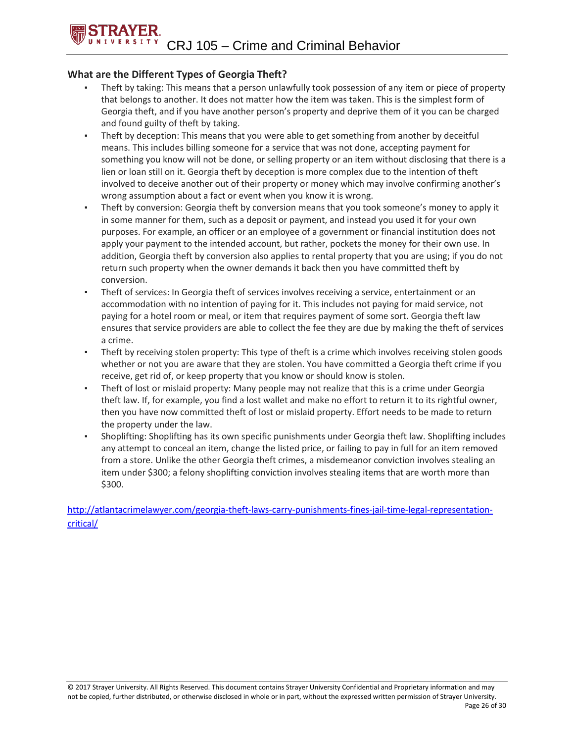### What are the Different Types of Georgia Theft?

- Theft by taking: This means that a person unlawfully took possession of any item or piece of property that belongs to another. It does not matter how the item was taken. This is the simplest form of Georgia theft, and if you have another person's property and deprive them of it you can be charged and found guilty of theft by taking.
- Theft by deception: This means that you were able to get something from another by deceitful means. This includes billing someone for a service that was not done, accepting payment for something you know will not be done, or selling property or an item without disclosing that there is a lien or loan still on it. Georgia theft by deception is more complex due to the intention of theft involved to deceive another out of their property or money which may involve confirming another's wrong assumption about a fact or event when you know it is wrong.
- Theft by conversion: Georgia theft by conversion means that you took someone's money to apply it in some manner for them, such as a deposit or payment, and instead you used it for your own purposes. For example, an officer or an employee of a government or financial institution does not apply your payment to the intended account, but rather, pockets the money for their own use. In addition, Georgia theft by conversion also applies to rental property that you are using; if you do not return such property when the owner demands it back then you have committed theft by conversion.
- Theft of services: In Georgia theft of services involves receiving a service, entertainment or an accommodation with no intention of paying for it. This includes not paying for maid service, not paying for a hotel room or meal, or item that requires payment of some sort. Georgia theft law ensures that service providers are able to collect the fee they are due by making the theft of services a crime.
- Theft by receiving stolen property: This type of theft is a crime which involves receiving stolen goods whether or not you are aware that they are stolen. You have committed a Georgia theft crime if you receive, get rid of, or keep property that you know or should know is stolen.
- Theft of lost or mislaid property: Many people may not realize that this is a crime under Georgia theft law. If, for example, you find a lost wallet and make no effort to return it to its rightful owner, then you have now committed theft of lost or mislaid property. Effort needs to be made to return the property under the law.
- Shoplifting: Shoplifting has its own specific punishments under Georgia theft law. Shoplifting includes any attempt to conceal an item, change the listed price, or failing to pay in full for an item removed from a store. Unlike the other Georgia theft crimes, a misdemeanor conviction involves stealing an item under $300; a felony shoplifting conviction involves stealing items that are worth more than $300.

[http://atlantacrimelawyer.com/georgia-theft-laws-carry-punishments-fines-jail-time-legal-representation-critical/](http://atlantacrimelawyer.com/georgia-theft-laws-carry-punishments-fines-jail-time-legal-representation-critical/)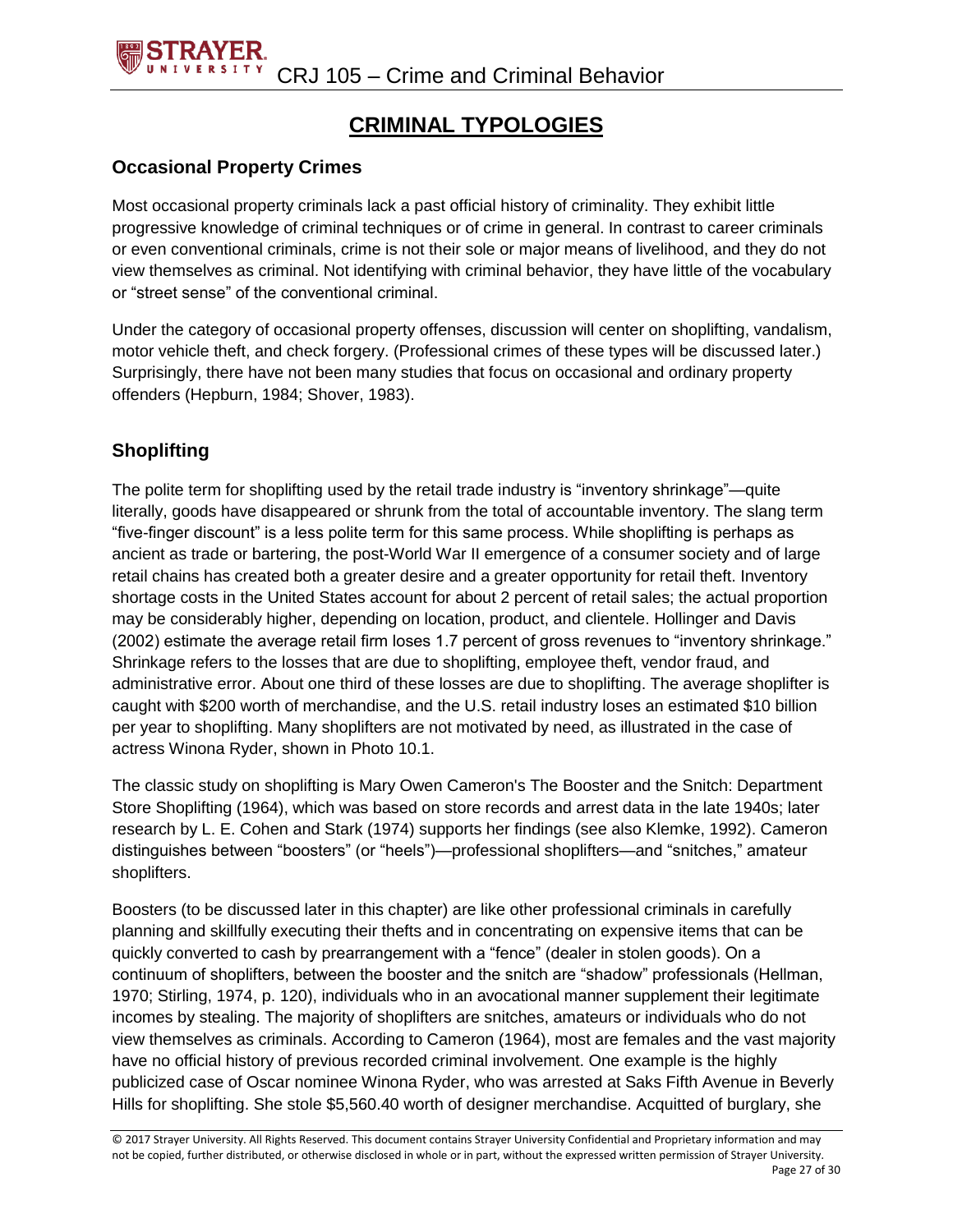# CRIMINAL TYPOLOGIES

## Occasional Property Crimes

Most occasional property criminals lack a past official history of criminality. They exhibit little progressive knowledge of criminal techniques or of crime in general. In contrast to career criminals or even conventional criminals, crime is not their sole or major means of livelihood, and they do not view themselves as criminal. Not identifying with criminal behavior, they have little of the vocabulary or "street sense" of the conventional criminal.

Under the category of occasional property offenses, discussion will center on shoplifting, vandalism, motor vehicle theft, and check forgery. (Professional crimes of these types will be discussed later.) Surprisingly, there have not been many studies that focus on occasional and ordinary property offenders (Hepburn, 1984; Shover, 1983).

## Shoplifting

The polite term for shoplifting used by the retail trade industry is "inventory shrinkage"—quite literally, goods have disappeared or shrunk from the total of accountable inventory. The slang term "five-finger discount" is a less polite term for this same process. While shoplifting is perhaps as ancient as trade or bartering, the post-World War II emergence of a consumer society and of large retail chains has created both a greater desire and a greater opportunity for retail theft. Inventory shortage costs in the United States account for about 2 percent of retail sales; the actual proportion may be considerably higher, depending on location, product, and clientele. Hollinger and Davis (2002) estimate the average retail firm loses 1.7 percent of gross revenues to "inventory shrinkage." Shrinkage refers to the losses that are due to shoplifting, employee theft, vendor fraud, and administrative error. About one third of these losses are due to shoplifting. The average shoplifter is caught with $200 worth of merchandise, and the U.S. retail industry loses an estimated $10 billion per year to shoplifting. Many shoplifters are not motivated by need, as illustrated in the case of actress Winona Ryder, shown in Photo 10.1.

The classic study on shoplifting is Mary Owen Cameron's The Booster and the Snitch: Department Store Shoplifting (1964), which was based on store records and arrest data in the late 1940s; later research by L. E. Cohen and Stark (1974) supports her findings (see also Klemke, 1992). Cameron distinguishes between "boosters" (or "heels")—professional shoplifters—and "snitches," amateur shoplifters.

Boosters (to be discussed later in this chapter) are like other professional criminals in carefully planning and skillfully executing their thefts and in concentrating on expensive items that can be quickly converted to cash by prearrangement with a "fence" (dealer in stolen goods). On a continuum of shoplifters, between the booster and the snitch are "shadow" professionals (Hellman, 1970; Stirling, 1974, p. 120), individuals who in an avocational manner supplement their legitimate incomes by stealing. The majority of shoplifters are snitches, amateurs or individuals who do not view themselves as criminals. According to Cameron (1964), most are females and the vast majority have no official history of previous recorded criminal involvement. One example is the highly publicized case of Oscar nominee Winona Ryder, who was arrested at Saks Fifth Avenue in Beverly Hills for shoplifting. She stole $5,560.40 worth of designer merchandise. Acquitted of burglary, she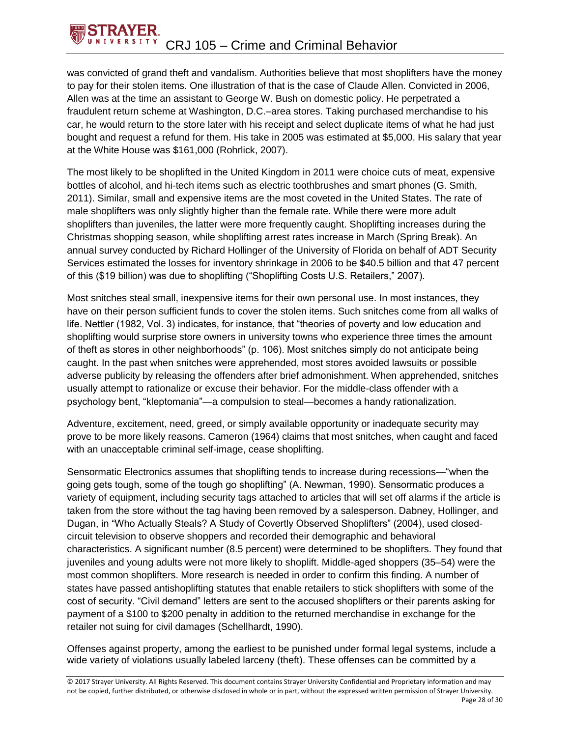was convicted of grand theft and vandalism. Authorities believe that most shoplifters have the money to pay for their stolen items. One illustration of that is the case of Claude Allen. Convicted in 2006, Allen was at the time an assistant to George W. Bush on domestic policy. He perpetrated a fraudulent return scheme at Washington, D.C.–area stores. Taking purchased merchandise to his car, he would return to the store later with his receipt and select duplicate items of what he had just bought and request a refund for them. His take in 2005 was estimated at $5,000. His salary that year at the White House was $161,000 (Rohrlick, 2007).

The most likely to be shoplifted in the United Kingdom in 2011 were choice cuts of meat, expensive bottles of alcohol, and hi-tech items such as electric toothbrushes and smart phones (G. Smith, 2011). Similar, small and expensive items are the most coveted in the United States. The rate of male shoplifters was only slightly higher than the female rate. While there were more adult shoplifters than juveniles, the latter were more frequently caught. Shoplifting increases during the Christmas shopping season, while shoplifting arrest rates increase in March (Spring Break). An annual survey conducted by Richard Hollinger of the University of Florida on behalf of ADT Security Services estimated the losses for inventory shrinkage in 2006 to be $40.5 billion and that 47 percent of this ($19 billion) was due to shoplifting ("Shoplifting Costs U.S. Retailers," 2007).

Most snitches steal small, inexpensive items for their own personal use. In most instances, they have on their person sufficient funds to cover the stolen items. Such snitches come from all walks of life. Nettler (1982, Vol. 3) indicates, for instance, that "theories of poverty and low education and shoplifting would surprise store owners in university towns who experience three times the amount of theft as stores in other neighborhoods" (p. 106). Most snitches simply do not anticipate being caught. In the past when snitches were apprehended, most stores avoided lawsuits or possible adverse publicity by releasing the offenders after brief admonishment. When apprehended, snitches usually attempt to rationalize or excuse their behavior. For the middle-class offender with a psychology bent, "kleptomania"—a compulsion to steal—becomes a handy rationalization.

Adventure, excitement, need, greed, or simply available opportunity or inadequate security may prove to be more likely reasons. Cameron (1964) claims that most snitches, when caught and faced with an unacceptable criminal self-image, cease shoplifting.

Sensormatic Electronics assumes that shoplifting tends to increase during recessions—"when the going gets tough, some of the tough go shoplifting" (A. Newman, 1990). Sensormatic produces a variety of equipment, including security tags attached to articles that will set off alarms if the article is taken from the store without the tag having been removed by a salesperson. Dabney, Hollinger, and Dugan, in "Who Actually Steals? A Study of Covertly Observed Shoplifters" (2004), used closed-circuit television to observe shoppers and recorded their demographic and behavioral characteristics. A significant number (8.5 percent) were determined to be shoplifters. They found that juveniles and young adults were not more likely to shoplift. Middle-aged shoppers (35–54) were the most common shoplifters. More research is needed in order to confirm this finding. A number of states have passed antishoplifting statutes that enable retailers to stick shoplifters with some of the cost of security. "Civil demand" letters are sent to the accused shoplifters or their parents asking for payment of a $100 to $200 penalty in addition to the returned merchandise in exchange for the retailer not suing for civil damages (Schellhardt, 1990).

Offenses against property, among the earliest to be punished under formal legal systems, include a wide variety of violations usually labeled larceny (theft). These offenses can be committed by a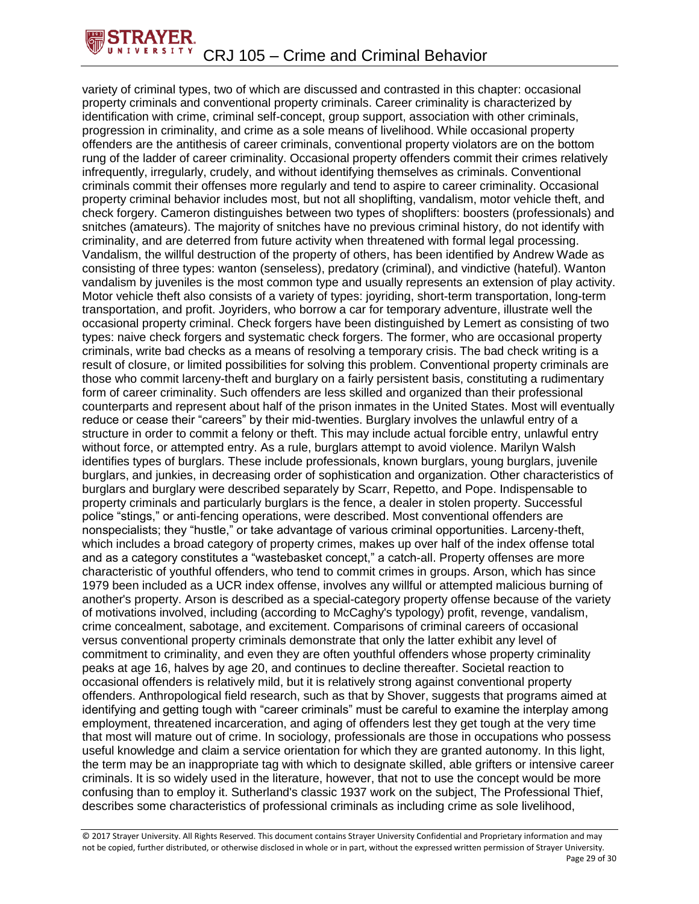variety of criminal types, two of which are discussed and contrasted in this chapter: occasional property criminals and conventional property criminals. Career criminality is characterized by identification with crime, criminal self-concept, group support, association with other criminals, progression in criminality, and crime as a sole means of livelihood. While occasional property offenders are the antithesis of career criminals, conventional property violators are on the bottom rung of the ladder of career criminality. Occasional property offenders commit their crimes relatively infrequently, irregularly, crudely, and without identifying themselves as criminals. Conventional criminals commit their offenses more regularly and tend to aspire to career criminality. Occasional property criminal behavior includes most, but not all shoplifting, vandalism, motor vehicle theft, and check forgery. Cameron distinguishes between two types of shoplifters: boosters (professionals) and snitches (amateurs). The majority of snitches have no previous criminal history, do not identify with criminality, and are deterred from future activity when threatened with formal legal processing. Vandalism, the willful destruction of the property of others, has been identified by Andrew Wade as consisting of three types: wanton (senseless), predatory (criminal), and vindictive (hateful). Wanton vandalism by juveniles is the most common type and usually represents an extension of play activity. Motor vehicle theft also consists of a variety of types: joyriding, short-term transportation, long-term transportation, and profit. Joyriders, who borrow a car for temporary adventure, illustrate well the occasional property criminal. Check forgers have been distinguished by Lemert as consisting of two types: naive check forgers and systematic check forgers. The former, who are occasional property criminals, write bad checks as a means of resolving a temporary crisis. The bad check writing is a result of closure, or limited possibilities for solving this problem. Conventional property criminals are those who commit larceny-theft and burglary on a fairly persistent basis, constituting a rudimentary form of career criminality. Such offenders are less skilled and organized than their professional counterparts and represent about half of the prison inmates in the United States. Most will eventually reduce or cease their "careers" by their mid-twenties. Burglary involves the unlawful entry of a structure in order to commit a felony or theft. This may include actual forcible entry, unlawful entry without force, or attempted entry. As a rule, burglars attempt to avoid violence. Marilyn Walsh identifies types of burglars. These include professionals, known burglars, young burglars, juvenile burglars, and junkies, in decreasing order of sophistication and organization. Other characteristics of burglars and burglary were described separately by Scarr, Repetto, and Pope. Indispensable to property criminals and particularly burglars is the fence, a dealer in stolen property. Successful police "stings," or anti-fencing operations, were described. Most conventional offenders are nonspecialists; they "hustle," or take advantage of various criminal opportunities. Larceny-theft, which includes a broad category of property crimes, makes up over half of the index offense total and as a category constitutes a "wastebasket concept," a catch-all. Property offenses are more characteristic of youthful offenders, who tend to commit crimes in groups. Arson, which has since 1979 been included as a UCR index offense, involves any willful or attempted malicious burning of another's property. Arson is described as a special-category property offense because of the variety of motivations involved, including (according to McCaghy's typology) profit, revenge, vandalism, crime concealment, sabotage, and excitement. Comparisons of criminal careers of occasional versus conventional property criminals demonstrate that only the latter exhibit any level of commitment to criminality, and even they are often youthful offenders whose property criminality peaks at age 16, halves by age 20, and continues to decline thereafter. Societal reaction to occasional offenders is relatively mild, but it is relatively strong against conventional property offenders. Anthropological field research, such as that by Shover, suggests that programs aimed at identifying and getting tough with "career criminals" must be careful to examine the interplay among employment, threatened incarceration, and aging of offenders lest they get tough at the very time that most will mature out of crime. In sociology, professionals are those in occupations who possess useful knowledge and claim a service orientation for which they are granted autonomy. In this light, the term may be an inappropriate tag with which to designate skilled, able grifters or intensive career criminals. It is so widely used in the literature, however, that not to use the concept would be more confusing than to employ it. Sutherland's classic 1937 work on the subject, The Professional Thief, describes some characteristics of professional criminals as including crime as sole livelihood,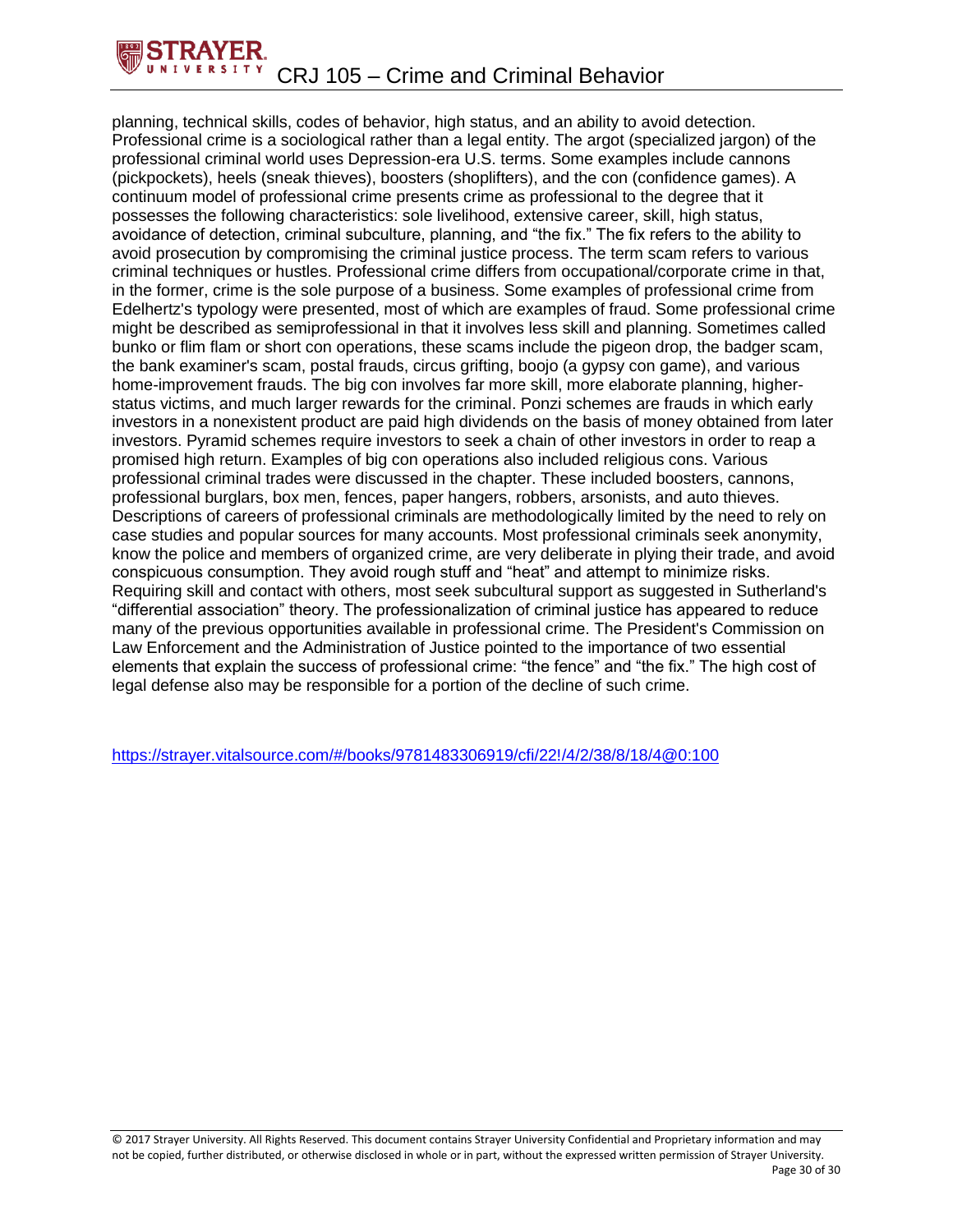planning, technical skills, codes of behavior, high status, and an ability to avoid detection. Professional crime is a sociological rather than a legal entity. The argot (specialized jargon) of the professional criminal world uses Depression-era U.S. terms. Some examples include cannons (pickpockets), heels (sneak thieves), boosters (shoplifters), and the con (confidence games). A continuum model of professional crime presents crime as professional to the degree that it possesses the following characteristics: sole livelihood, extensive career, skill, high status, avoidance of detection, criminal subculture, planning, and "the fix." The fix refers to the ability to avoid prosecution by compromising the criminal justice process. The term scam refers to various criminal techniques or hustles. Professional crime differs from occupational/corporate crime in that, in the former, crime is the sole purpose of a business. Some examples of professional crime from Edelhertz's typology were presented, most of which are examples of fraud. Some professional crime might be described as semiprofessional in that it involves less skill and planning. Sometimes called bunko or flim flam or short con operations, these scams include the pigeon drop, the badger scam, the bank examiner's scam, postal frauds, circus grifting, boojo (a gypsy con game), and various home-improvement frauds. The big con involves far more skill, more elaborate planning, higher-status victims, and much larger rewards for the criminal. Ponzi schemes are frauds in which early investors in a nonexistent product are paid high dividends on the basis of money obtained from later investors. Pyramid schemes require investors to seek a chain of other investors in order to reap a promised high return. Examples of big con operations also included religious cons. Various professional criminal trades were discussed in the chapter. These included boosters, cannons, professional burglars, box men, fences, paper hangers, robbers, arsonists, and auto thieves. Descriptions of careers of professional criminals are methodologically limited by the need to rely on case studies and popular sources for many accounts. Most professional criminals seek anonymity, know the police and members of organized crime, are very deliberate in plying their trade, and avoid conspicuous consumption. They avoid rough stuff and "heat" and attempt to minimize risks. Requiring skill and contact with others, most seek subcultural support as suggested in Sutherland's "differential association" theory. The professionalization of criminal justice has appeared to reduce many of the previous opportunities available in professional crime. The President's Commission on Law Enforcement and the Administration of Justice pointed to the importance of two essential elements that explain the success of professional crime: "the fence" and "the fix." The high cost of legal defense also may be responsible for a portion of the decline of such crime.

https://strayer.vitalsource.com/#/books/9781483306919/cfi/22!/4/2/38/8/18/4@0:100